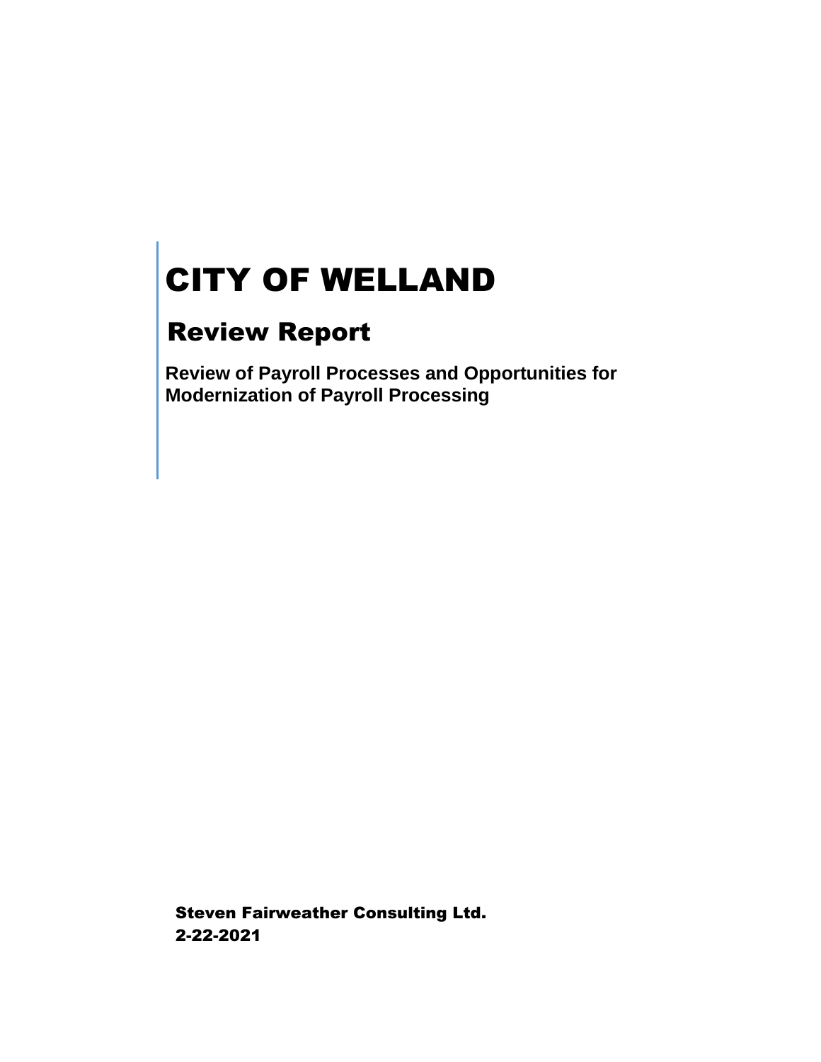# CITY OF WELLAND

## Review Report

**Review of Payroll Processes and Opportunities for Modernization of Payroll Processing**

**Steven Fairweather Consulting Ltd.**

**2-22-2021**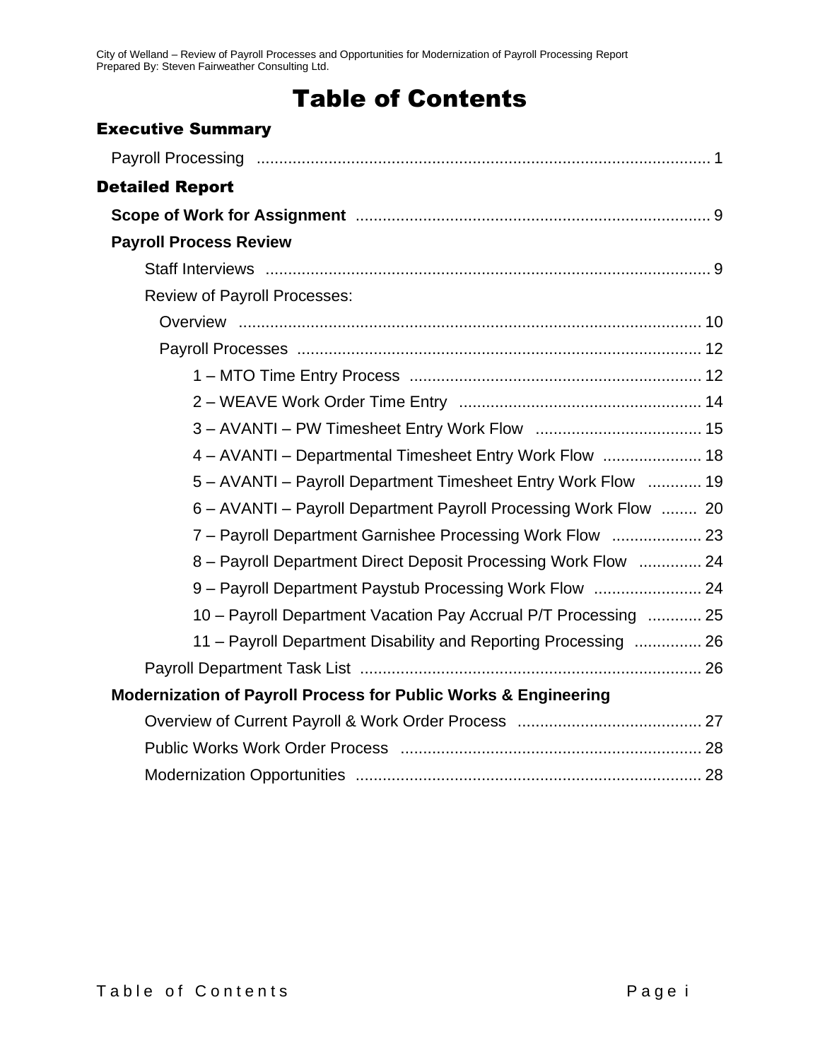# Table of Contents

## Executive Summary

Payroll Processing ..... 1

## Detailed Report

**Scope of Work for Assignment** ..... 9

**Payroll Process Review**

- Staff Interviews ..... 9
- Review of Payroll Processes:
  - Overview ..... 10
  - Payroll Processes ..... 12
    - 1 – MTO Time Entry Process ..... 12
    - 2 – WEAVE Work Order Time Entry ..... 14
    - 3 – AVANTI – PW Timesheet Entry Work Flow ..... 15
    - 4 – AVANTI – Departmental Timesheet Entry Work Flow ..... 18
    - 5 – AVANTI – Payroll Department Timesheet Entry Work Flow ..... 19
    - 6 – AVANTI – Payroll Department Payroll Processing Work Flow ..... 20
    - 7 – Payroll Department Garnishee Processing Work Flow ..... 23
    - 8 – Payroll Department Direct Deposit Processing Work Flow ..... 24
    - 9 – Payroll Department Paystub Processing Work Flow ..... 24
    - 10 – Payroll Department Vacation Pay Accrual P/T Processing ..... 25
    - 11 – Payroll Department Disability and Reporting Processing ..... 26
- Payroll Department Task List ..... 26

**Modernization of Payroll Process for Public Works & Engineering**

- Overview of Current Payroll & Work Order Process ..... 27
- Public Works Work Order Process ..... 28
- Modernization Opportunities ..... 28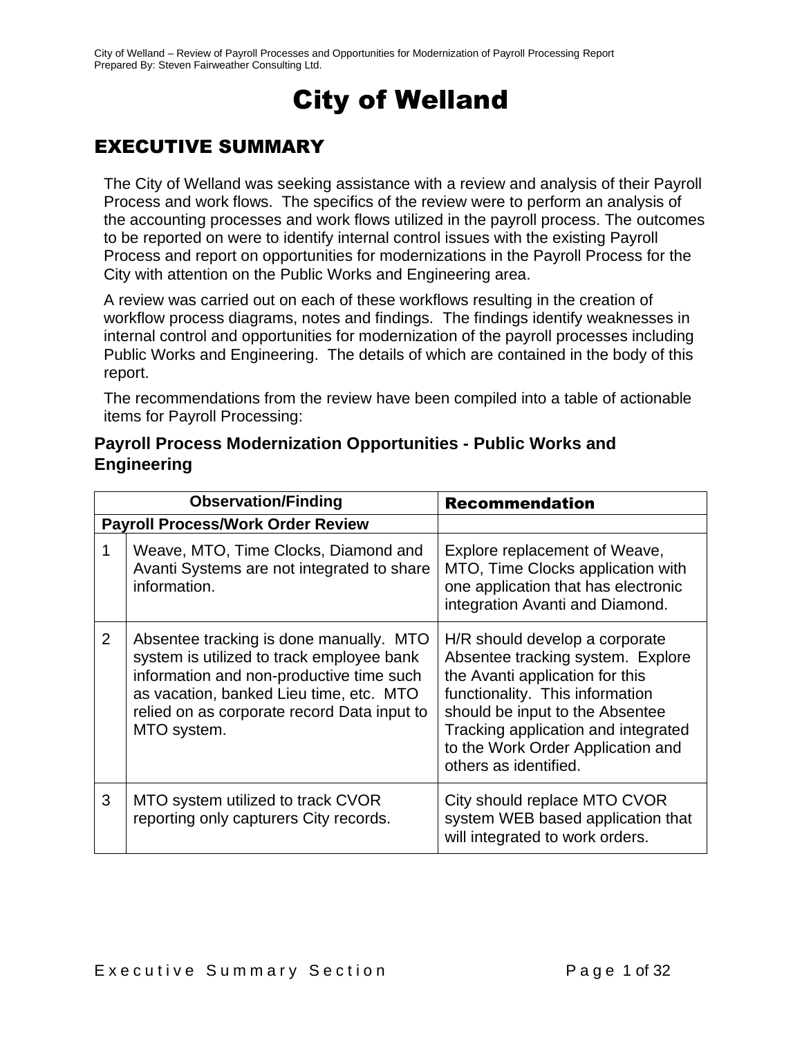# City of Welland

## EXECUTIVE SUMMARY

The City of Welland was seeking assistance with a review and analysis of their Payroll Process and work flows. The specifics of the review were to perform an analysis of the accounting processes and work flows utilized in the payroll process. The outcomes to be reported on were to identify internal control issues with the existing Payroll Process and report on opportunities for modernizations in the Payroll Process for the City with attention on the Public Works and Engineering area.

A review was carried out on each of these workflows resulting in the creation of workflow process diagrams, notes and findings. The findings identify weaknesses in internal control and opportunities for modernization of the payroll processes including Public Works and Engineering. The details of which are contained in the body of this report.

The recommendations from the review have been compiled into a table of actionable items for Payroll Processing:

### Payroll Process Modernization Opportunities - Public Works and Engineering

| | Observation/Finding | Recommendation |
|---|---|---|
| **Payroll Process/Work Order Review** | | |
| 1 | Weave, MTO, Time Clocks, Diamond and Avanti Systems are not integrated to share information. | Explore replacement of Weave, MTO, Time Clocks application with one application that has electronic integration Avanti and Diamond. |
| 2 | Absentee tracking is done manually. MTO system is utilized to track employee bank information and non-productive time such as vacation, banked Lieu time, etc. MTO relied on as corporate record Data input to MTO system. | H/R should develop a corporate Absentee tracking system. Explore the Avanti application for this functionality. This information should be input to the Absentee Tracking application and integrated to the Work Order Application and others as identified. |
| 3 | MTO system utilized to track CVOR reporting only capturers City records. | City should replace MTO CVOR system WEB based application that will integrated to work orders. |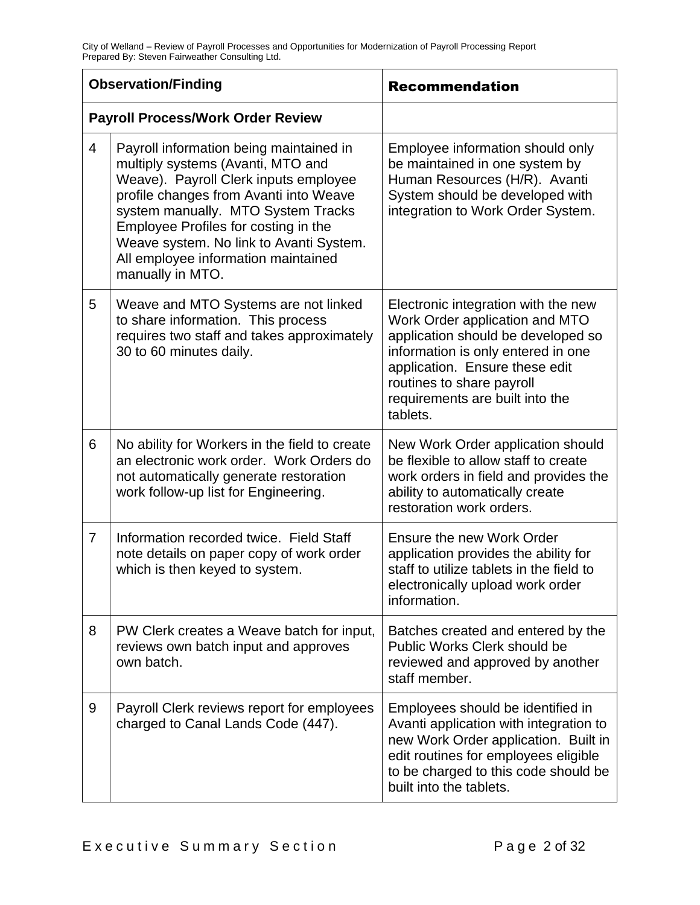| | Observation/Finding | Recommendation |
|---|---|---|
| | **Payroll Process/Work Order Review** | |
| 4 | Payroll information being maintained in multiply systems (Avanti, MTO and Weave). Payroll Clerk inputs employee profile changes from Avanti into Weave system manually. MTO System Tracks Employee Profiles for costing in the Weave system. No link to Avanti System. All employee information maintained manually in MTO. | Employee information should only be maintained in one system by Human Resources (H/R). Avanti System should be developed with integration to Work Order System. |
| 5 | Weave and MTO Systems are not linked to share information. This process requires two staff and takes approximately 30 to 60 minutes daily. | Electronic integration with the new Work Order application and MTO application should be developed so information is only entered in one application. Ensure these edit routines to share payroll requirements are built into the tablets. |
| 6 | No ability for Workers in the field to create an electronic work order. Work Orders do not automatically generate restoration work follow-up list for Engineering. | New Work Order application should be flexible to allow staff to create work orders in field and provides the ability to automatically create restoration work orders. |
| 7 | Information recorded twice. Field Staff note details on paper copy of work order which is then keyed to system. | Ensure the new Work Order application provides the ability for staff to utilize tablets in the field to electronically upload work order information. |
| 8 | PW Clerk creates a Weave batch for input, reviews own batch input and approves own batch. | Batches created and entered by the Public Works Clerk should be reviewed and approved by another staff member. |
| 9 | Payroll Clerk reviews report for employees charged to Canal Lands Code (447). | Employees should be identified in Avanti application with integration to new Work Order application. Built in edit routines for employees eligible to be charged to this code should be built into the tablets. |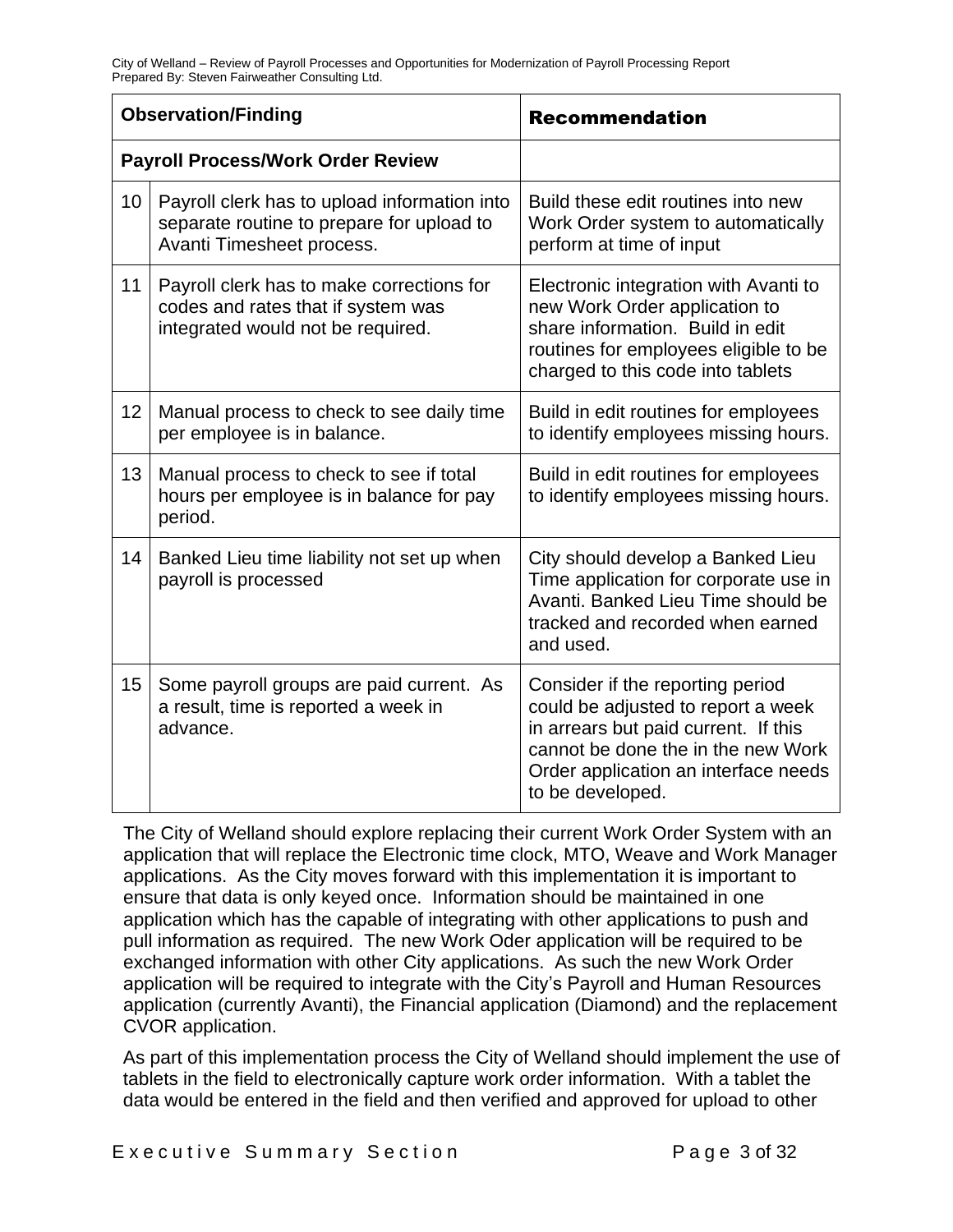| | Observation/Finding | Recommendation |
|---|---|---|
| | **Payroll Process/Work Order Review** | |
| 10 | Payroll clerk has to upload information into separate routine to prepare for upload to Avanti Timesheet process. | Build these edit routines into new Work Order system to automatically perform at time of input |
| 11 | Payroll clerk has to make corrections for codes and rates that if system was integrated would not be required. | Electronic integration with Avanti to new Work Order application to share information. Build in edit routines for employees eligible to be charged to this code into tablets |
| 12 | Manual process to check to see daily time per employee is in balance. | Build in edit routines for employees to identify employees missing hours. |
| 13 | Manual process to check to see if total hours per employee is in balance for pay period. | Build in edit routines for employees to identify employees missing hours. |
| 14 | Banked Lieu time liability not set up when payroll is processed | City should develop a Banked Lieu Time application for corporate use in Avanti. Banked Lieu Time should be tracked and recorded when earned and used. |
| 15 | Some payroll groups are paid current. As a result, time is reported a week in advance. | Consider if the reporting period could be adjusted to report a week in arrears but paid current. If this cannot be done the in the new Work Order application an interface needs to be developed. |

The City of Welland should explore replacing their current Work Order System with an application that will replace the Electronic time clock, MTO, Weave and Work Manager applications. As the City moves forward with this implementation it is important to ensure that data is only keyed once. Information should be maintained in one application which has the capable of integrating with other applications to push and pull information as required. The new Work Oder application will be required to be exchanged information with other City applications. As such the new Work Order application will be required to integrate with the City's Payroll and Human Resources application (currently Avanti), the Financial application (Diamond) and the replacement CVOR application.

As part of this implementation process the City of Welland should implement the use of tablets in the field to electronically capture work order information. With a tablet the data would be entered in the field and then verified and approved for upload to other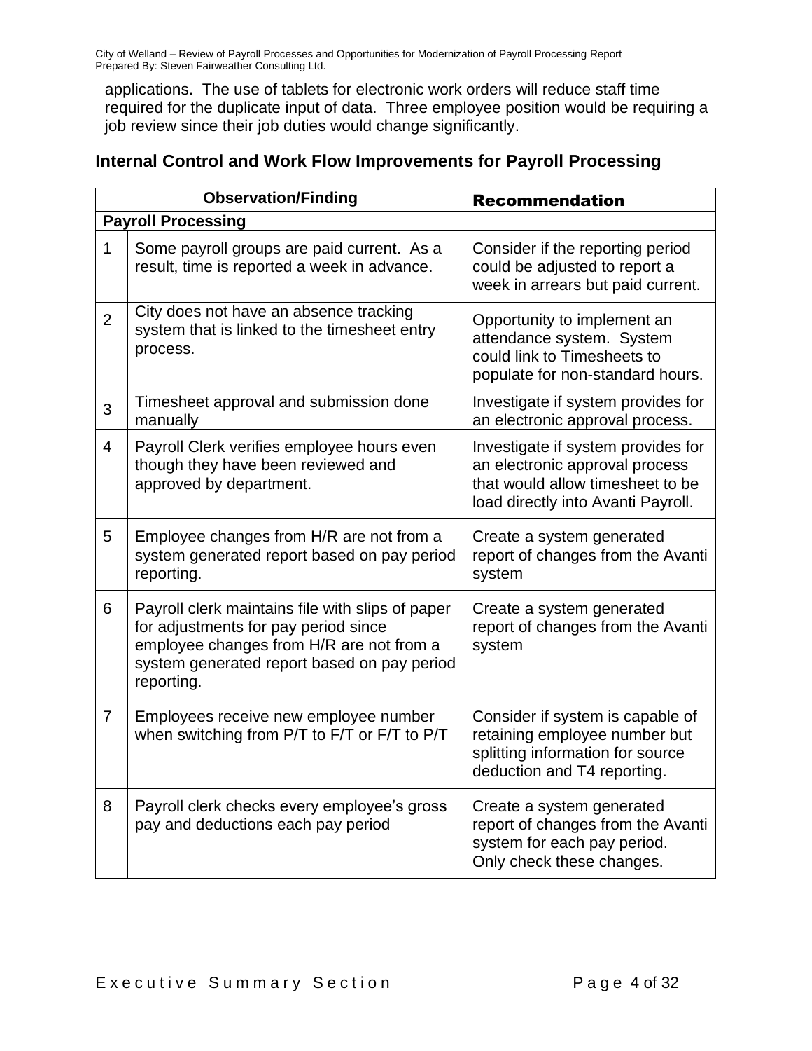applications. The use of tablets for electronic work orders will reduce staff time required for the duplicate input of data. Three employee position would be requiring a job review since their job duties would change significantly.

## Internal Control and Work Flow Improvements for Payroll Processing

| | Observation/Finding | Recommendation |
|---|---|---|
| **Payroll Processing** | | |
| 1 | Some payroll groups are paid current. As a result, time is reported a week in advance. | Consider if the reporting period could be adjusted to report a week in arrears but paid current. |
| 2 | City does not have an absence tracking system that is linked to the timesheet entry process. | Opportunity to implement an attendance system. System could link to Timesheets to populate for non-standard hours. |
| 3 | Timesheet approval and submission done manually | Investigate if system provides for an electronic approval process. |
| 4 | Payroll Clerk verifies employee hours even though they have been reviewed and approved by department. | Investigate if system provides for an electronic approval process that would allow timesheet to be load directly into Avanti Payroll. |
| 5 | Employee changes from H/R are not from a system generated report based on pay period reporting. | Create a system generated report of changes from the Avanti system |
| 6 | Payroll clerk maintains file with slips of paper for adjustments for pay period since employee changes from H/R are not from a system generated report based on pay period reporting. | Create a system generated report of changes from the Avanti system |
| 7 | Employees receive new employee number when switching from P/T to F/T or F/T to P/T | Consider if system is capable of retaining employee number but splitting information for source deduction and T4 reporting. |
| 8 | Payroll clerk checks every employee's gross pay and deductions each pay period | Create a system generated report of changes from the Avanti system for each pay period. Only check these changes. |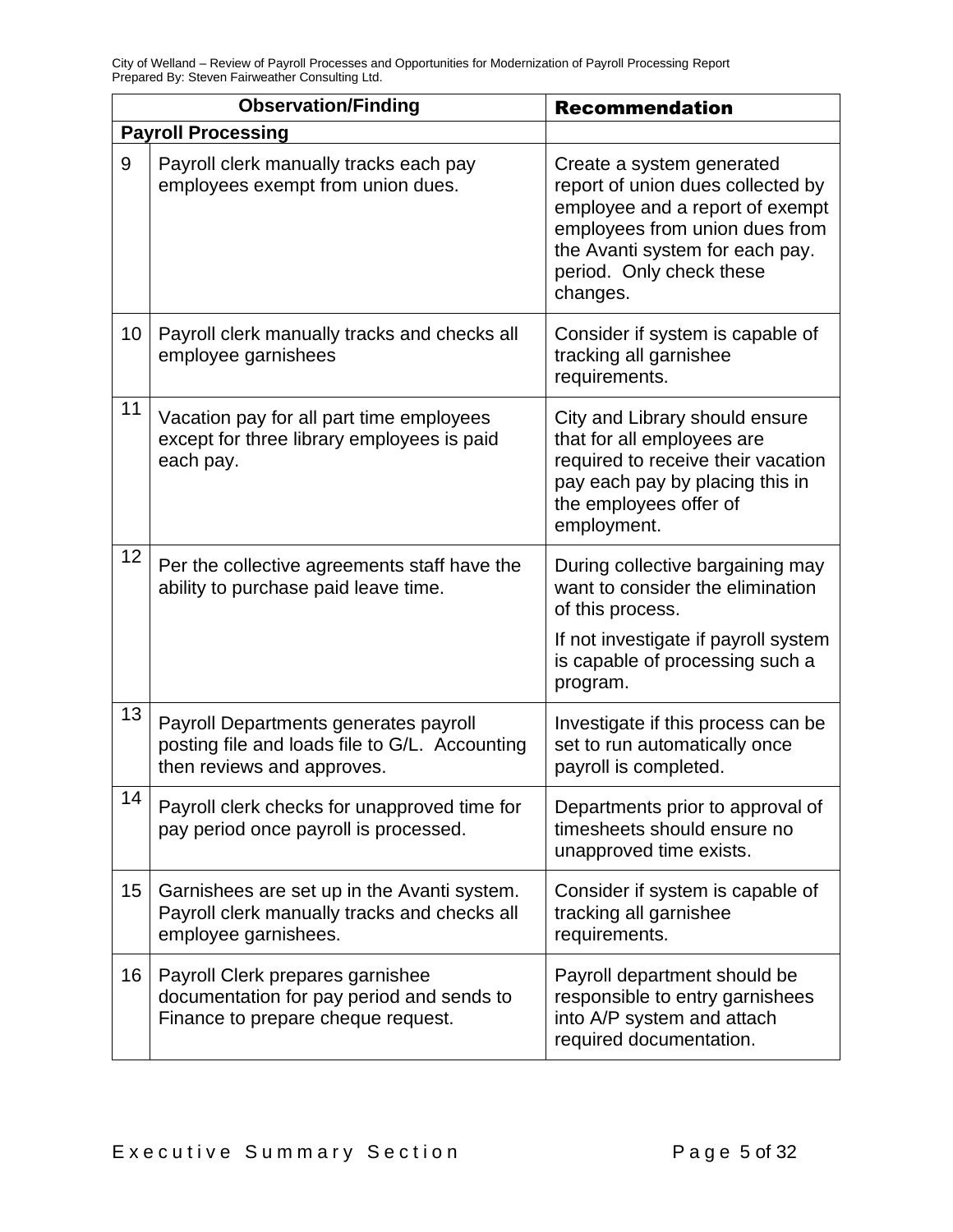| | Observation/Finding | Recommendation |
|---|---|---|
| **Payroll Processing** | | |
| 9 | Payroll clerk manually tracks each pay employees exempt from union dues. | Create a system generated report of union dues collected by employee and a report of exempt employees from union dues from the Avanti system for each pay period. Only check these changes. |
| 10 | Payroll clerk manually tracks and checks all employee garnishees | Consider if system is capable of tracking all garnishee requirements. |
| 11 | Vacation pay for all part time employees except for three library employees is paid each pay. | City and Library should ensure that for all employees are required to receive their vacation pay each pay by placing this in the employees offer of employment. |
| 12 | Per the collective agreements staff have the ability to purchase paid leave time. | During collective bargaining may want to consider the elimination of this process.<br>If not investigate if payroll system is capable of processing such a program. |
| 13 | Payroll Departments generates payroll posting file and loads file to G/L. Accounting then reviews and approves. | Investigate if this process can be set to run automatically once payroll is completed. |
| 14 | Payroll clerk checks for unapproved time for pay period once payroll is processed. | Departments prior to approval of timesheets should ensure no unapproved time exists. |
| 15 | Garnishees are set up in the Avanti system. Payroll clerk manually tracks and checks all employee garnishees. | Consider if system is capable of tracking all garnishee requirements. |
| 16 | Payroll Clerk prepares garnishee documentation for pay period and sends to Finance to prepare cheque request. | Payroll department should be responsible to entry garnishees into A/P system and attach required documentation. |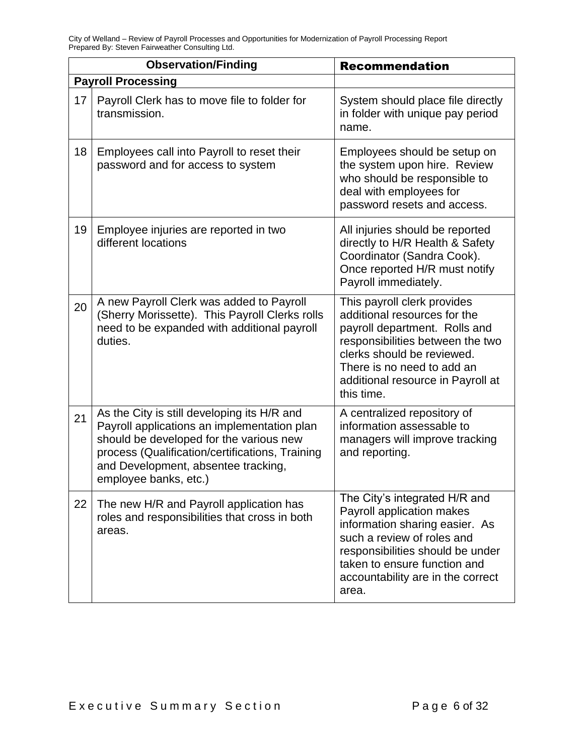| | Observation/Finding | Recommendation |
|---|---|---|
| **Payroll Processing** | | |
| 17 | Payroll Clerk has to move file to folder for transmission. | System should place file directly in folder with unique pay period name. |
| 18 | Employees call into Payroll to reset their password and for access to system | Employees should be setup on the system upon hire. Review who should be responsible to deal with employees for password resets and access. |
| 19 | Employee injuries are reported in two different locations | All injuries should be reported directly to H/R Health & Safety Coordinator (Sandra Cook). Once reported H/R must notify Payroll immediately. |
| 20 | A new Payroll Clerk was added to Payroll (Sherry Morissette). This Payroll Clerks rolls need to be expanded with additional payroll duties. | This payroll clerk provides additional resources for the payroll department. Rolls and responsibilities between the two clerks should be reviewed. There is no need to add an additional resource in Payroll at this time. |
| 21 | As the City is still developing its H/R and Payroll applications an implementation plan should be developed for the various new process (Qualification/certifications, Training and Development, absentee tracking, employee banks, etc.) | A centralized repository of information assessable to managers will improve tracking and reporting. |
| 22 | The new H/R and Payroll application has roles and responsibilities that cross in both areas. | The City's integrated H/R and Payroll application makes information sharing easier. As such a review of roles and responsibilities should be under taken to ensure function and accountability are in the correct area. |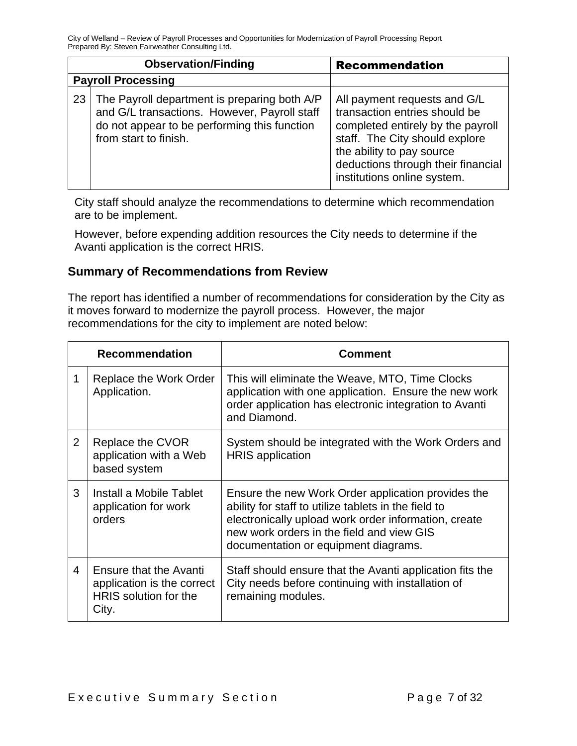| Observation/Finding | | Recommendation |
| --- | --- | --- |
| **Payroll Processing** | | |
| 23 | The Payroll department is preparing both A/P and G/L transactions. However, Payroll staff do not appear to be performing this function from start to finish. | All payment requests and G/L transaction entries should be completed entirely by the payroll staff. The City should explore the ability to pay source deductions through their financial institutions online system. |

City staff should analyze the recommendations to determine which recommendation are to be implement.

However, before expending addition resources the City needs to determine if the Avanti application is the correct HRIS.

### Summary of Recommendations from Review

The report has identified a number of recommendations for consideration by the City as it moves forward to modernize the payroll process. However, the major recommendations for the city to implement are noted below:

| Recommendation | | Comment |
| --- | --- | --- |
| 1 | Replace the Work Order Application. | This will eliminate the Weave, MTO, Time Clocks application with one application. Ensure the new work order application has electronic integration to Avanti and Diamond. |
| 2 | Replace the CVOR application with a Web based system | System should be integrated with the Work Orders and HRIS application |
| 3 | Install a Mobile Tablet application for work orders | Ensure the new Work Order application provides the ability for staff to utilize tablets in the field to electronically upload work order information, create new work orders in the field and view GIS documentation or equipment diagrams. |
| 4 | Ensure that the Avanti application is the correct HRIS solution for the City. | Staff should ensure that the Avanti application fits the City needs before continuing with installation of remaining modules. |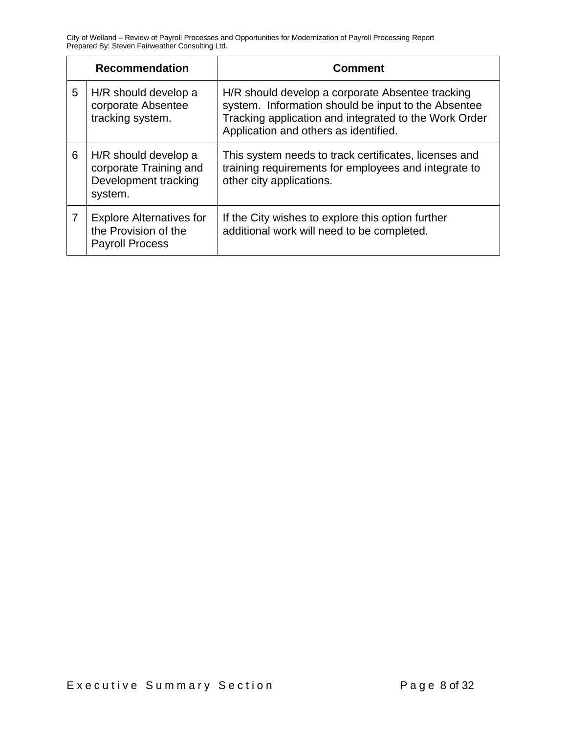| | Recommendation | Comment |
|---|---|---|
| 5 | H/R should develop a corporate Absentee tracking system. | H/R should develop a corporate Absentee tracking system. Information should be input to the Absentee Tracking application and integrated to the Work Order Application and others as identified. |
| 6 | H/R should develop a corporate Training and Development tracking system. | This system needs to track certificates, licenses and training requirements for employees and integrate to other city applications. |
| 7 | Explore Alternatives for the Provision of the Payroll Process | If the City wishes to explore this option further additional work will need to be completed. |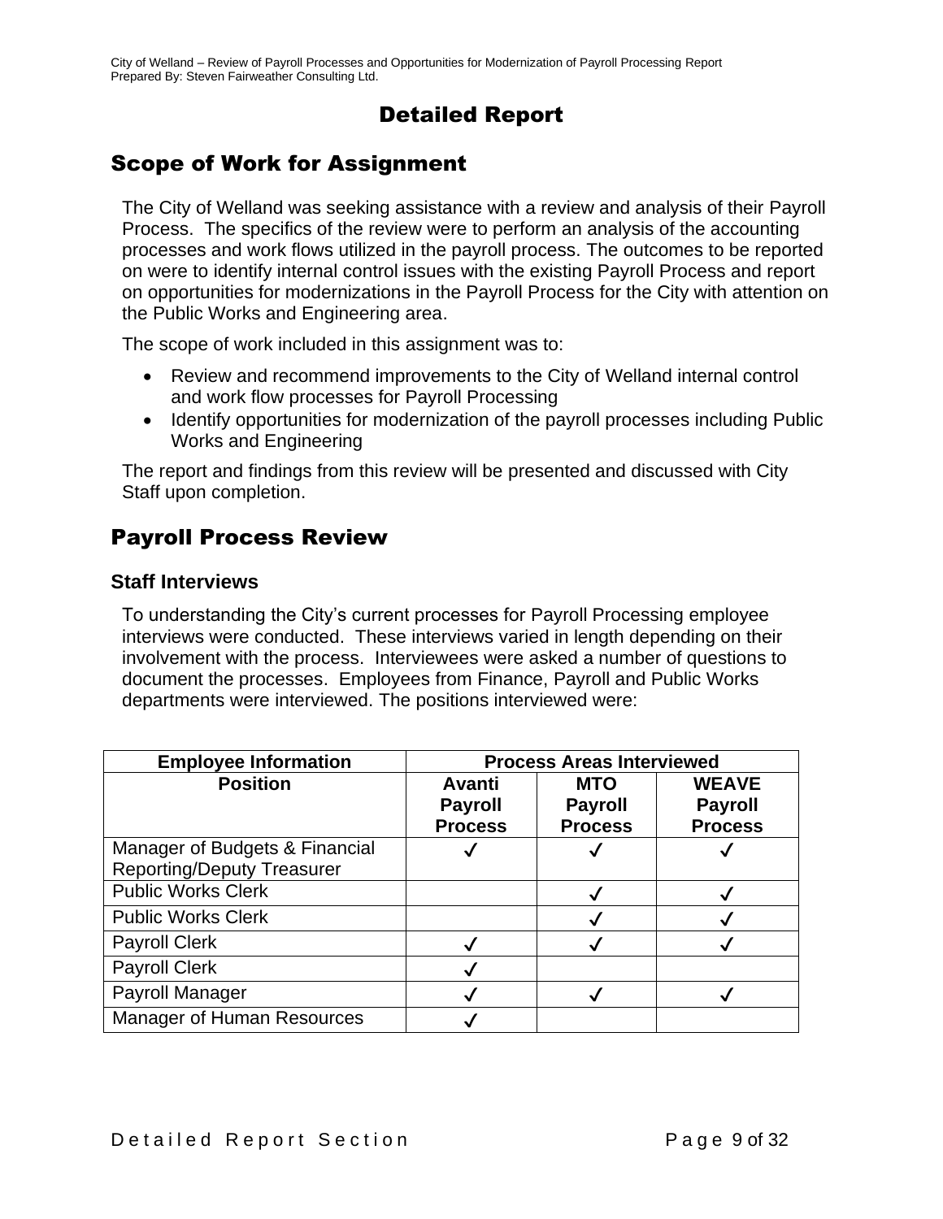# Detailed Report

## Scope of Work for Assignment

The City of Welland was seeking assistance with a review and analysis of their Payroll Process. The specifics of the review were to perform an analysis of the accounting processes and work flows utilized in the payroll process. The outcomes to be reported on were to identify internal control issues with the existing Payroll Process and report on opportunities for modernizations in the Payroll Process for the City with attention on the Public Works and Engineering area.

The scope of work included in this assignment was to:

- Review and recommend improvements to the City of Welland internal control and work flow processes for Payroll Processing
- Identify opportunities for modernization of the payroll processes including Public Works and Engineering

The report and findings from this review will be presented and discussed with City Staff upon completion.

## Payroll Process Review

### Staff Interviews

To understanding the City's current processes for Payroll Processing employee interviews were conducted. These interviews varied in length depending on their involvement with the process. Interviewees were asked a number of questions to document the processes. Employees from Finance, Payroll and Public Works departments were interviewed. The positions interviewed were:

| Employee Information | Process Areas Interviewed | | |
|---|---|---|---|
| **Position** | **Avanti Payroll Process** | **MTO Payroll Process** | **WEAVE Payroll Process** |
| Manager of Budgets & Financial Reporting/Deputy Treasurer | ✓ | ✓ | ✓ |
| Public Works Clerk | | ✓ | ✓ |
| Public Works Clerk | | ✓ | ✓ |
| Payroll Clerk | ✓ | ✓ | ✓ |
| Payroll Clerk | ✓ | | |
| Payroll Manager | ✓ | ✓ | ✓ |
| Manager of Human Resources | ✓ | | |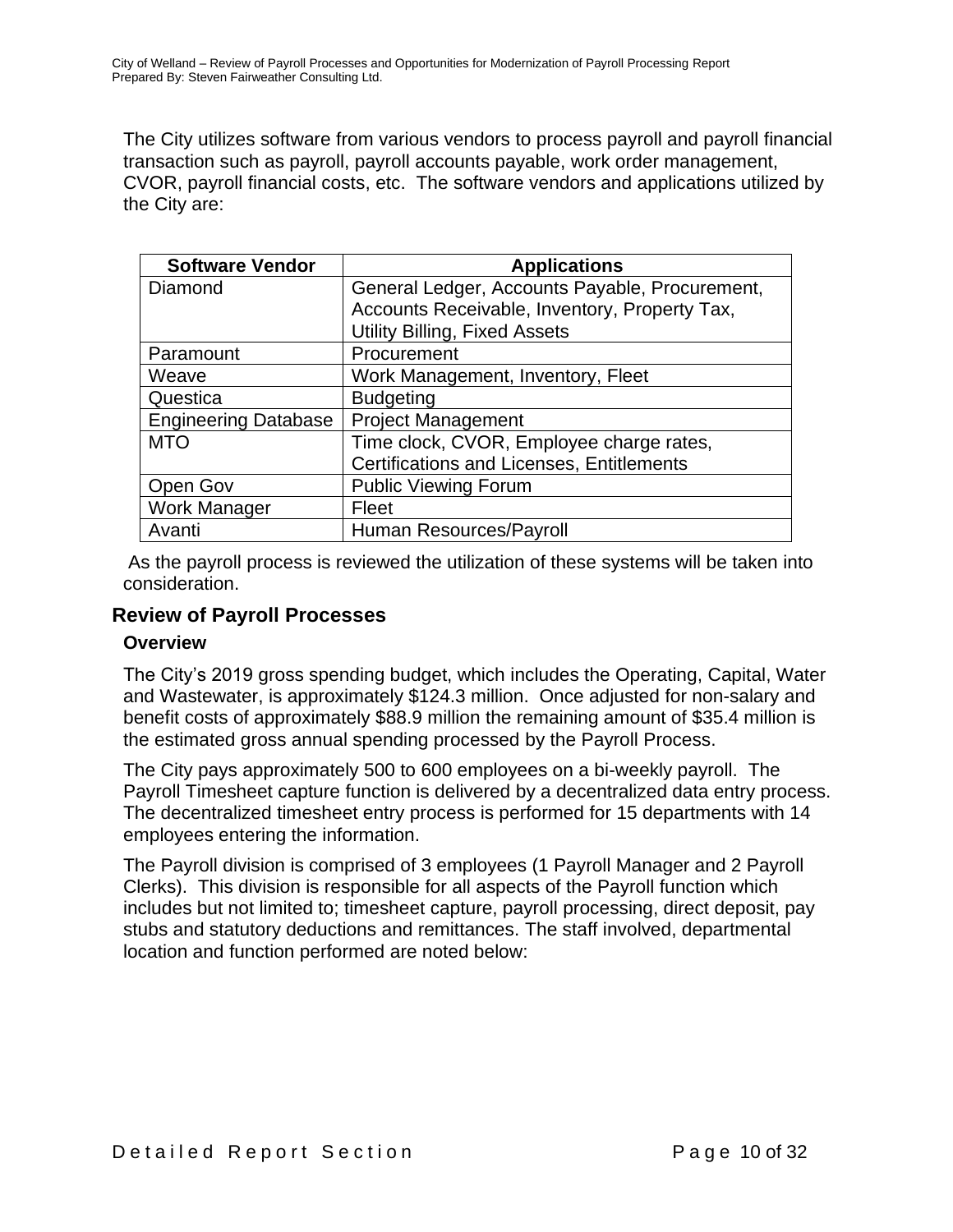The City utilizes software from various vendors to process payroll and payroll financial transaction such as payroll, payroll accounts payable, work order management, CVOR, payroll financial costs, etc. The software vendors and applications utilized by the City are:

| Software Vendor | Applications |
| --- | --- |
| Diamond | General Ledger, Accounts Payable, Procurement, Accounts Receivable, Inventory, Property Tax, Utility Billing, Fixed Assets |
| Paramount | Procurement |
| Weave | Work Management, Inventory, Fleet |
| Questica | Budgeting |
| Engineering Database | Project Management |
| MTO | Time clock, CVOR, Employee charge rates, Certifications and Licenses, Entitlements |
| Open Gov | Public Viewing Forum |
| Work Manager | Fleet |
| Avanti | Human Resources/Payroll |

As the payroll process is reviewed the utilization of these systems will be taken into consideration.

## Review of Payroll Processes

### Overview

The City's 2019 gross spending budget, which includes the Operating, Capital, Water and Wastewater, is approximately $124.3 million. Once adjusted for non-salary and benefit costs of approximately $88.9 million the remaining amount of $35.4 million is the estimated gross annual spending processed by the Payroll Process.

The City pays approximately 500 to 600 employees on a bi-weekly payroll. The Payroll Timesheet capture function is delivered by a decentralized data entry process. The decentralized timesheet entry process is performed for 15 departments with 14 employees entering the information.

The Payroll division is comprised of 3 employees (1 Payroll Manager and 2 Payroll Clerks). This division is responsible for all aspects of the Payroll function which includes but not limited to; timesheet capture, payroll processing, direct deposit, pay stubs and statutory deductions and remittances. The staff involved, departmental location and function performed are noted below: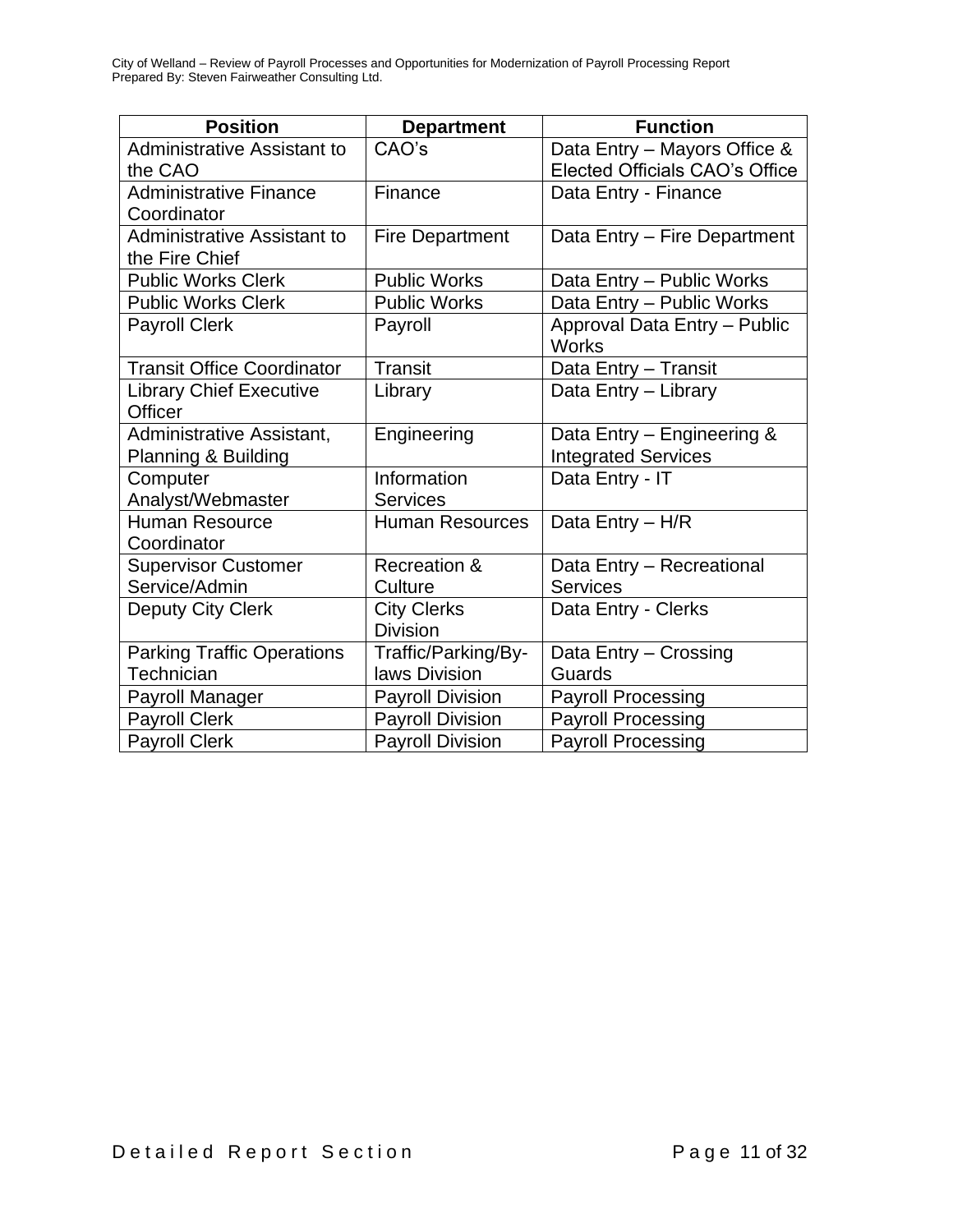| Position | Department | Function |
|---|---|---|
| Administrative Assistant to the CAO | CAO's | Data Entry – Mayors Office & Elected Officials CAO's Office |
| Administrative Finance Coordinator | Finance | Data Entry - Finance |
| Administrative Assistant to the Fire Chief | Fire Department | Data Entry – Fire Department |
| Public Works Clerk | Public Works | Data Entry – Public Works |
| Public Works Clerk | Public Works | Data Entry – Public Works |
| Payroll Clerk | Payroll | Approval Data Entry – Public Works |
| Transit Office Coordinator | Transit | Data Entry – Transit |
| Library Chief Executive Officer | Library | Data Entry – Library |
| Administrative Assistant, Planning & Building | Engineering | Data Entry – Engineering & Integrated Services |
| Computer Analyst/Webmaster | Information Services | Data Entry - IT |
| Human Resource Coordinator | Human Resources | Data Entry – H/R |
| Supervisor Customer Service/Admin | Recreation & Culture | Data Entry – Recreational Services |
| Deputy City Clerk | City Clerks Division | Data Entry - Clerks |
| Parking Traffic Operations Technician | Traffic/Parking/By-laws Division | Data Entry – Crossing Guards |
| Payroll Manager | Payroll Division | Payroll Processing |
| Payroll Clerk | Payroll Division | Payroll Processing |
| Payroll Clerk | Payroll Division | Payroll Processing |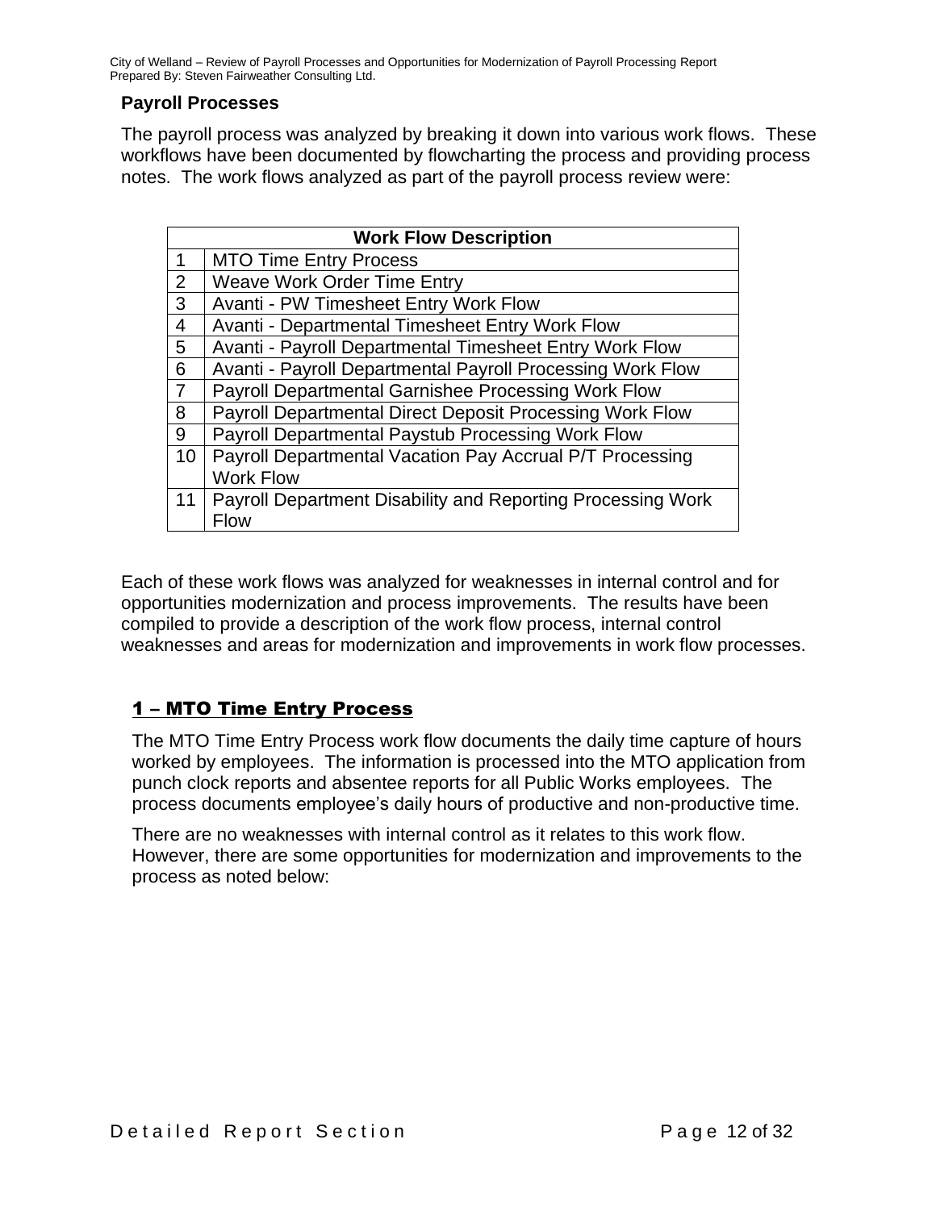## Payroll Processes

The payroll process was analyzed by breaking it down into various work flows. These workflows have been documented by flowcharting the process and providing process notes. The work flows analyzed as part of the payroll process review were:

| | Work Flow Description |
|---|---|
| 1 | MTO Time Entry Process |
| 2 | Weave Work Order Time Entry |
| 3 | Avanti - PW Timesheet Entry Work Flow |
| 4 | Avanti - Departmental Timesheet Entry Work Flow |
| 5 | Avanti - Payroll Departmental Timesheet Entry Work Flow |
| 6 | Avanti - Payroll Departmental Payroll Processing Work Flow |
| 7 | Payroll Departmental Garnishee Processing Work Flow |
| 8 | Payroll Departmental Direct Deposit Processing Work Flow |
| 9 | Payroll Departmental Paystub Processing Work Flow |
| 10 | Payroll Departmental Vacation Pay Accrual P/T Processing Work Flow |
| 11 | Payroll Department Disability and Reporting Processing Work Flow |

Each of these work flows was analyzed for weaknesses in internal control and for opportunities modernization and process improvements. The results have been compiled to provide a description of the work flow process, internal control weaknesses and areas for modernization and improvements in work flow processes.

### 1 – MTO Time Entry Process

The MTO Time Entry Process work flow documents the daily time capture of hours worked by employees. The information is processed into the MTO application from punch clock reports and absentee reports for all Public Works employees. The process documents employee's daily hours of productive and non-productive time.

There are no weaknesses with internal control as it relates to this work flow. However, there are some opportunities for modernization and improvements to the process as noted below: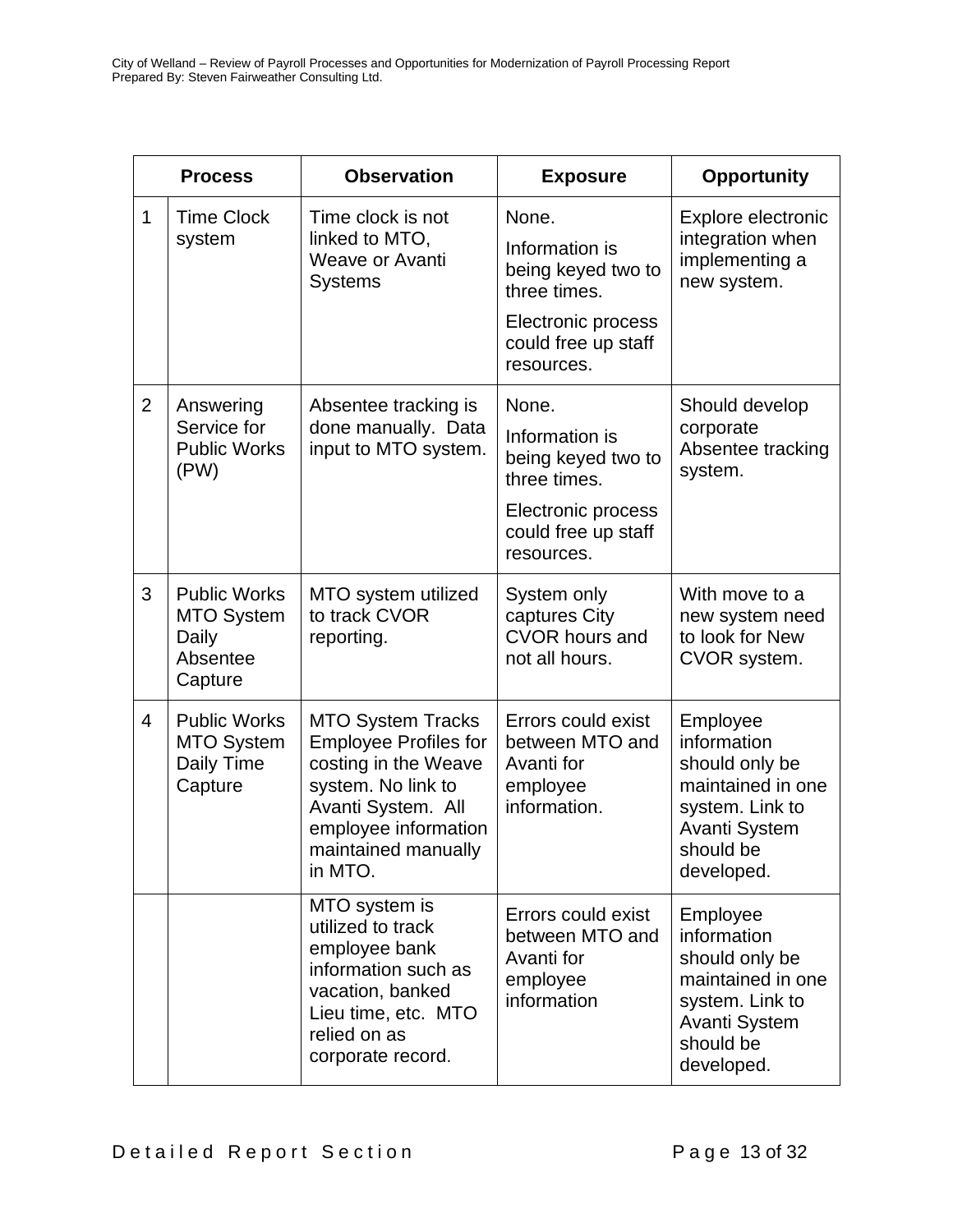| Process | | Observation | Exposure | Opportunity |
|---|---|---|---|---|
| 1 | Time Clock system | Time clock is not linked to MTO, Weave or Avanti Systems | None. Information is being keyed two to three times. Electronic process could free up staff resources. | Explore electronic integration when implementing a new system. |
| 2 | Answering Service for Public Works (PW) | Absentee tracking is done manually. Data input to MTO system. | None. Information is being keyed two to three times. Electronic process could free up staff resources. | Should develop corporate Absentee tracking system. |
| 3 | Public Works MTO System Daily Absentee Capture | MTO system utilized to track CVOR reporting. | System only captures City CVOR hours and not all hours. | With move to a new system need to look for New CVOR system. |
| 4 | Public Works MTO System Daily Time Capture | MTO System Tracks Employee Profiles for costing in the Weave system. No link to Avanti System. All employee information maintained manually in MTO. | Errors could exist between MTO and Avanti for employee information. | Employee information should only be maintained in one system. Link to Avanti System should be developed. |
| | | MTO system is utilized to track employee bank information such as vacation, banked Lieu time, etc. MTO relied on as corporate record. | Errors could exist between MTO and Avanti for employee information | Employee information should only be maintained in one system. Link to Avanti System should be developed. |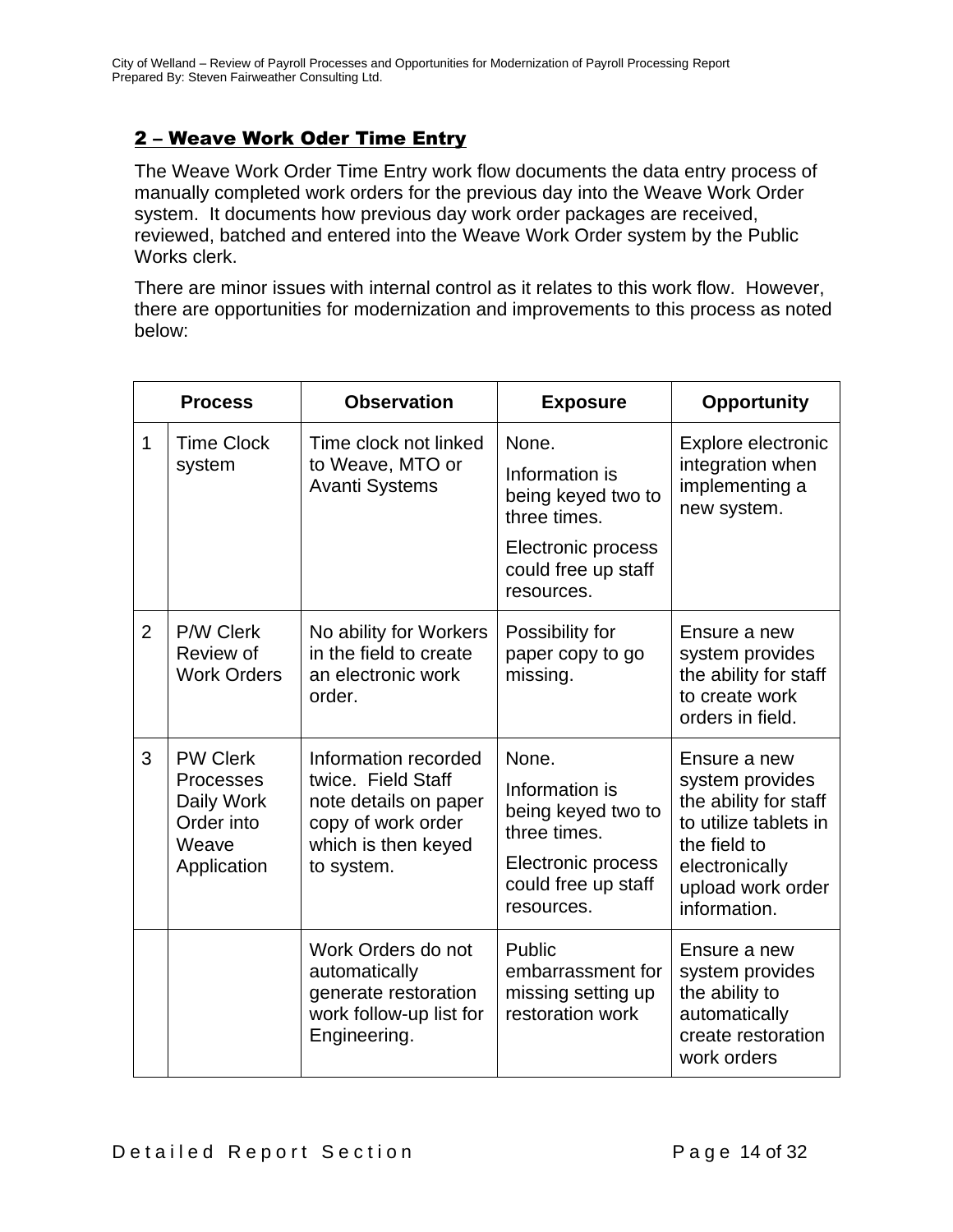## 2 – Weave Work Oder Time Entry

The Weave Work Order Time Entry work flow documents the data entry process of manually completed work orders for the previous day into the Weave Work Order system. It documents how previous day work order packages are received, reviewed, batched and entered into the Weave Work Order system by the Public Works clerk.

There are minor issues with internal control as it relates to this work flow. However, there are opportunities for modernization and improvements to this process as noted below:

| Process | | Observation | Exposure | Opportunity |
|---|---|---|---|---|
| 1 | Time Clock system | Time clock not linked to Weave, MTO or Avanti Systems | None.<br>Information is being keyed two to three times.<br>Electronic process could free up staff resources. | Explore electronic integration when implementing a new system. |
| 2 | P/W Clerk Review of Work Orders | No ability for Workers in the field to create an electronic work order. | Possibility for paper copy to go missing. | Ensure a new system provides the ability for staff to create work orders in field. |
| 3 | PW Clerk Processes Daily Work Order into Weave Application | Information recorded twice. Field Staff note details on paper copy of work order which is then keyed to system. | None.<br>Information is being keyed two to three times.<br>Electronic process could free up staff resources. | Ensure a new system provides the ability for staff to utilize tablets in the field to electronically upload work order information. |
| | | Work Orders do not automatically generate restoration work follow-up list for Engineering. | Public embarrassment for missing setting up restoration work | Ensure a new system provides the ability to automatically create restoration work orders |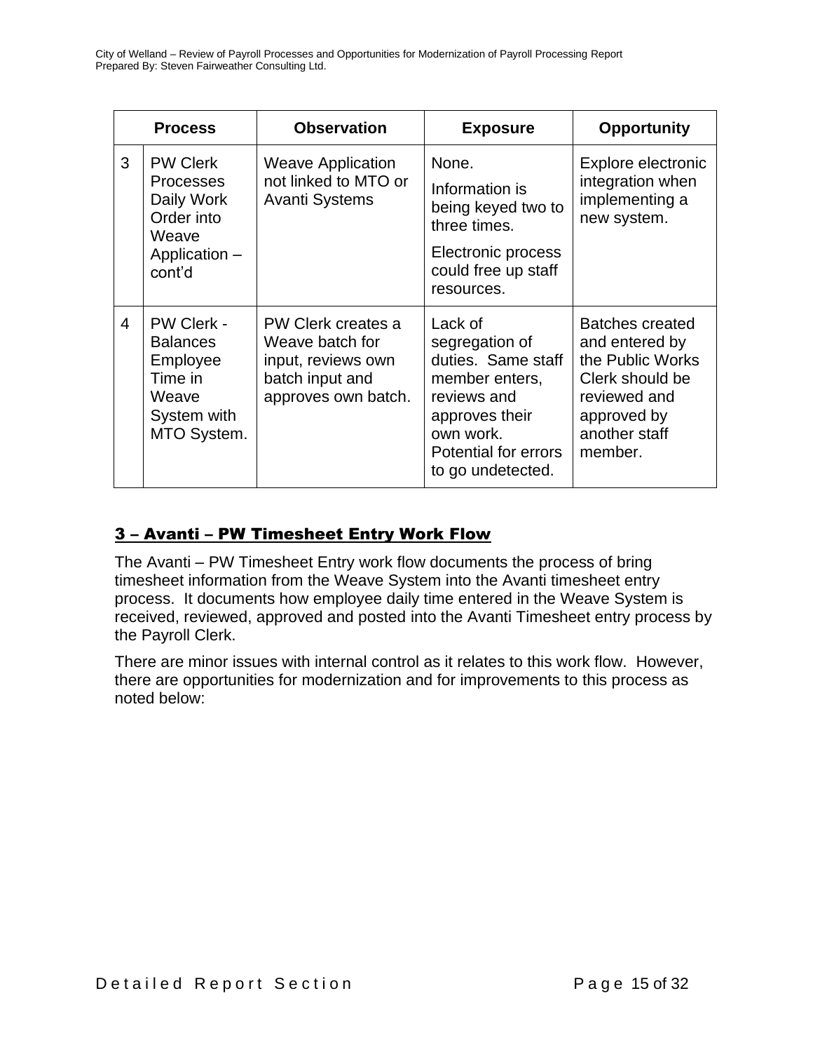| Process | | Observation | Exposure | Opportunity |
|---|---|---|---|---|
| 3 | PW Clerk Processes Daily Work Order into Weave Application – cont'd | Weave Application not linked to MTO or Avanti Systems | None.<br>Information is being keyed two to three times.<br>Electronic process could free up staff resources. | Explore electronic integration when implementing a new system. |
| 4 | PW Clerk - Balances Employee Time in Weave System with MTO System. | PW Clerk creates a Weave batch for input, reviews own batch input and approves own batch. | Lack of segregation of duties. Same staff member enters, reviews and approves their own work. Potential for errors to go undetected. | Batches created and entered by the Public Works Clerk should be reviewed and approved by another staff member. |

## 3 – Avanti – PW Timesheet Entry Work Flow

The Avanti – PW Timesheet Entry work flow documents the process of bring timesheet information from the Weave System into the Avanti timesheet entry process. It documents how employee daily time entered in the Weave System is received, reviewed, approved and posted into the Avanti Timesheet entry process by the Payroll Clerk.

There are minor issues with internal control as it relates to this work flow. However, there are opportunities for modernization and for improvements to this process as noted below: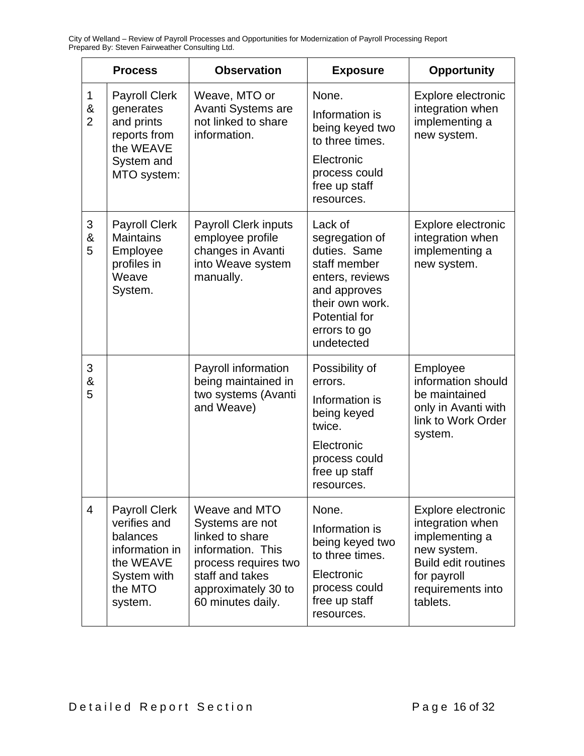| Process | | Observation | Exposure | Opportunity |
|---|---|---|---|---|
| 1 & 2 | Payroll Clerk generates and prints reports from the WEAVE System and MTO system: | Weave, MTO or Avanti Systems are not linked to share information. | None.<br>Information is being keyed two to three times.<br>Electronic process could free up staff resources. | Explore electronic integration when implementing a new system. |
| 3 & 5 | Payroll Clerk Maintains Employee profiles in Weave System. | Payroll Clerk inputs employee profile changes in Avanti into Weave system manually. | Lack of segregation of duties. Same staff member enters, reviews and approves their own work. Potential for errors to go undetected | Explore electronic integration when implementing a new system. |
| 3 & 5 | | Payroll information being maintained in two systems (Avanti and Weave) | Possibility of errors.<br>Information is being keyed twice.<br>Electronic process could free up staff resources. | Employee information should be maintained only in Avanti with link to Work Order system. |
| 4 | Payroll Clerk verifies and balances information in the WEAVE System with the MTO system. | Weave and MTO Systems are not linked to share information. This process requires two staff and takes approximately 30 to 60 minutes daily. | None.<br>Information is being keyed two to three times.<br>Electronic process could free up staff resources. | Explore electronic integration when implementing a new system. Build edit routines for payroll requirements into tablets. |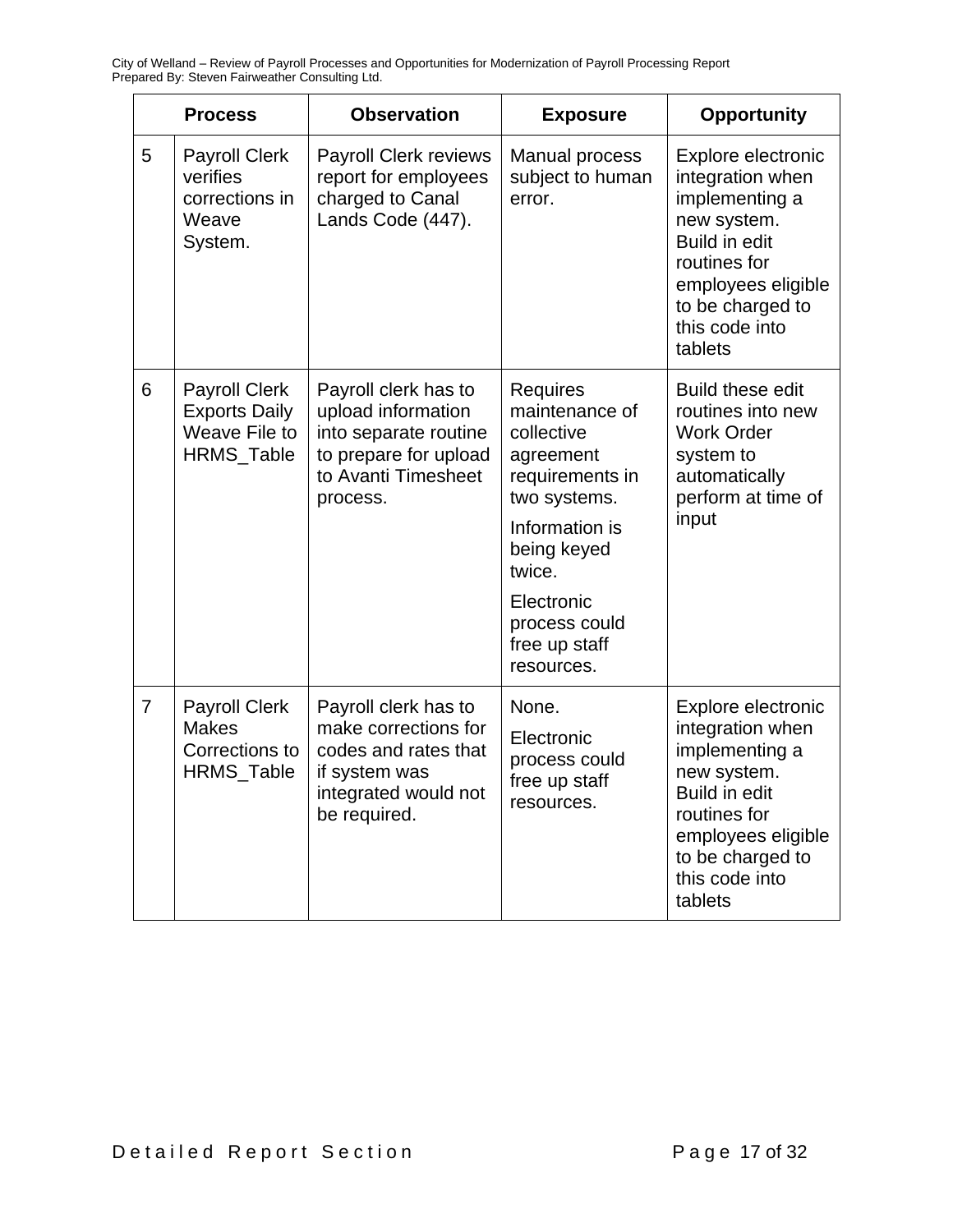| Process | | Observation | Exposure | Opportunity |
|---|---|---|---|---|
| 5 | Payroll Clerk verifies corrections in Weave System. | Payroll Clerk reviews report for employees charged to Canal Lands Code (447). | Manual process subject to human error. | Explore electronic integration when implementing a new system. Build in edit routines for employees eligible to be charged to this code into tablets |
| 6 | Payroll Clerk Exports Daily Weave File to HRMS_Table | Payroll clerk has to upload information into separate routine to prepare for upload to Avanti Timesheet process. | Requires maintenance of collective agreement requirements in two systems.<br><br>Information is being keyed twice.<br><br>Electronic process could free up staff resources. | Build these edit routines into new Work Order system to automatically perform at time of input |
| 7 | Payroll Clerk Makes Corrections to HRMS_Table | Payroll clerk has to make corrections for codes and rates that if system was integrated would not be required. | None.<br><br>Electronic process could free up staff resources. | Explore electronic integration when implementing a new system. Build in edit routines for employees eligible to be charged to this code into tablets |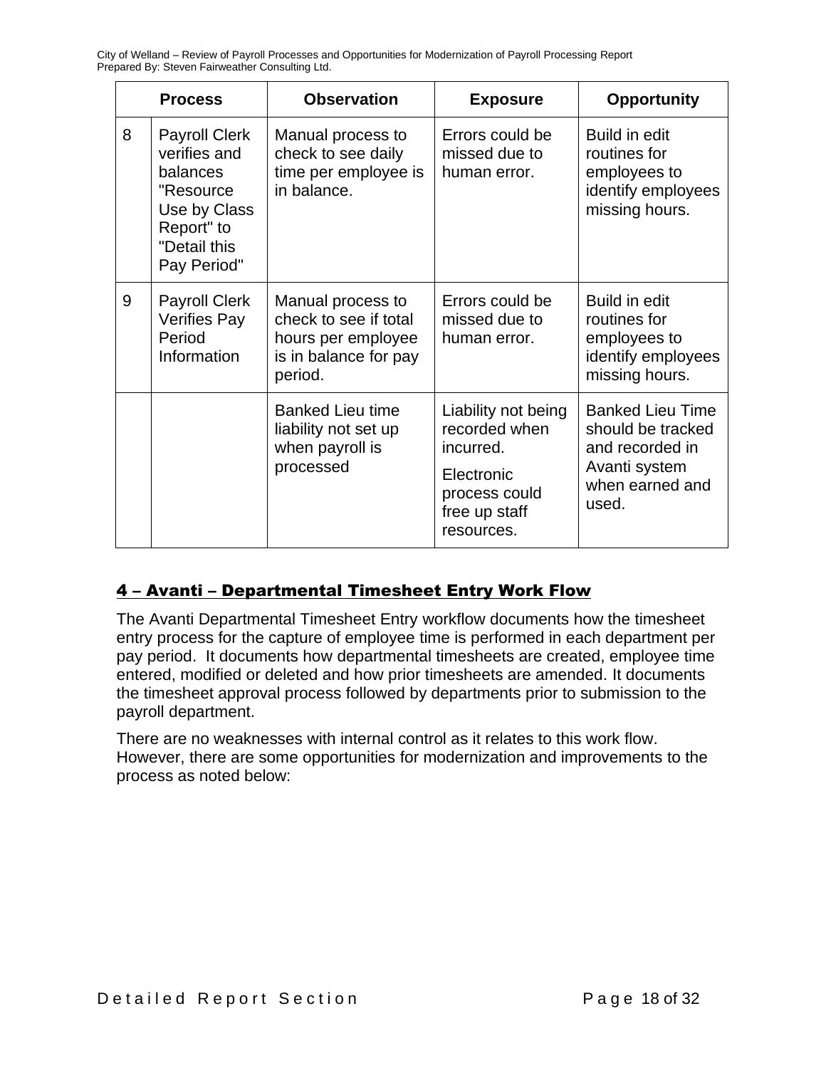| Process | | Observation | Exposure | Opportunity |
|---|---|---|---|---|
| 8 | Payroll Clerk verifies and balances "Resource Use by Class Report" to "Detail this Pay Period" | Manual process to check to see daily time per employee is in balance. | Errors could be missed due to human error. | Build in edit routines for employees to identify employees missing hours. |
| 9 | Payroll Clerk Verifies Pay Period Information | Manual process to check to see if total hours per employee is in balance for pay period. | Errors could be missed due to human error. | Build in edit routines for employees to identify employees missing hours. |
| | | Banked Lieu time liability not set up when payroll is processed | Liability not being recorded when incurred.<br><br>Electronic process could free up staff resources. | Banked Lieu Time should be tracked and recorded in Avanti system when earned and used. |

## 4 – Avanti – Departmental Timesheet Entry Work Flow

The Avanti Departmental Timesheet Entry workflow documents how the timesheet entry process for the capture of employee time is performed in each department per pay period. It documents how departmental timesheets are created, employee time entered, modified or deleted and how prior timesheets are amended. It documents the timesheet approval process followed by departments prior to submission to the payroll department.

There are no weaknesses with internal control as it relates to this work flow. However, there are some opportunities for modernization and improvements to the process as noted below: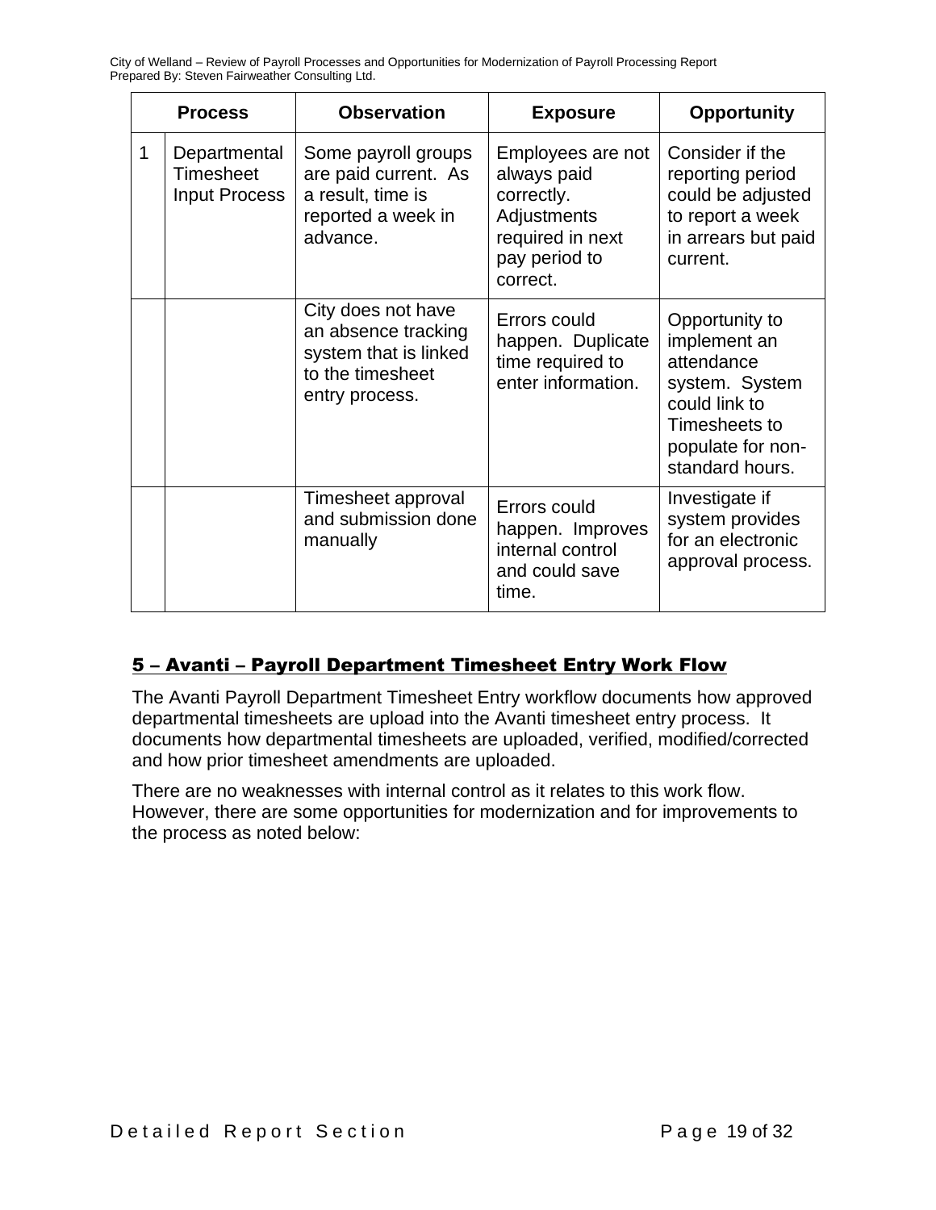| Process | | Observation | Exposure | Opportunity |
|---|---|---|---|---|
| 1 | Departmental Timesheet Input Process | Some payroll groups are paid current. As a result, time is reported a week in advance. | Employees are not always paid correctly. Adjustments required in next pay period to correct. | Consider if the reporting period could be adjusted to report a week in arrears but paid current. |
| | | City does not have an absence tracking system that is linked to the timesheet entry process. | Errors could happen. Duplicate time required to enter information. | Opportunity to implement an attendance system. System could link to Timesheets to populate for non-standard hours. |
| | | Timesheet approval and submission done manually | Errors could happen. Improves internal control and could save time. | Investigate if system provides for an electronic approval process. |

## 5 – Avanti – Payroll Department Timesheet Entry Work Flow

The Avanti Payroll Department Timesheet Entry workflow documents how approved departmental timesheets are upload into the Avanti timesheet entry process. It documents how departmental timesheets are uploaded, verified, modified/corrected and how prior timesheet amendments are uploaded.

There are no weaknesses with internal control as it relates to this work flow. However, there are some opportunities for modernization and for improvements to the process as noted below: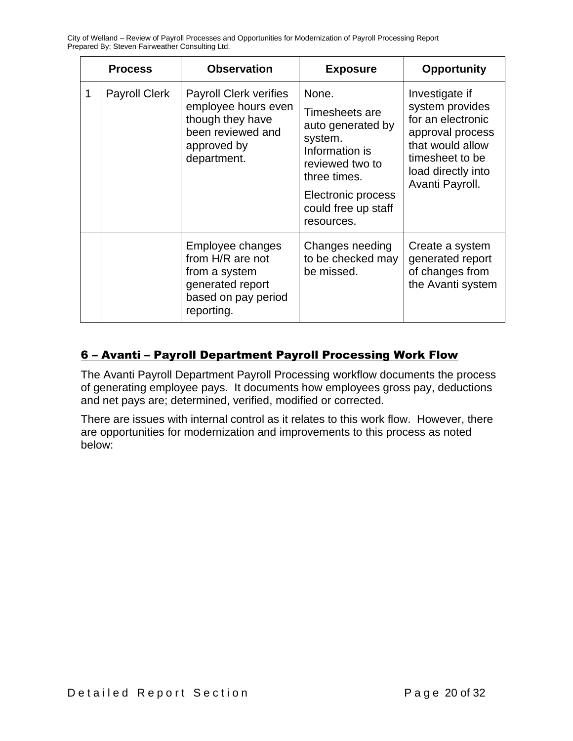| Process | | Observation | Exposure | Opportunity |
|---|---|---|---|---|
| 1 | Payroll Clerk | Payroll Clerk verifies employee hours even though they have been reviewed and approved by department. | None.<br><br>Timesheets are auto generated by system. Information is reviewed two to three times.<br><br>Electronic process could free up staff resources. | Investigate if system provides for an electronic approval process that would allow timesheet to be load directly into Avanti Payroll. |
| | | Employee changes from H/R are not from a system generated report based on pay period reporting. | Changes needing to be checked may be missed. | Create a system generated report of changes from the Avanti system |

## 6 – Avanti – Payroll Department Payroll Processing Work Flow

The Avanti Payroll Department Payroll Processing workflow documents the process of generating employee pays. It documents how employees gross pay, deductions and net pays are; determined, verified, modified or corrected.

There are issues with internal control as it relates to this work flow. However, there are opportunities for modernization and improvements to this process as noted below: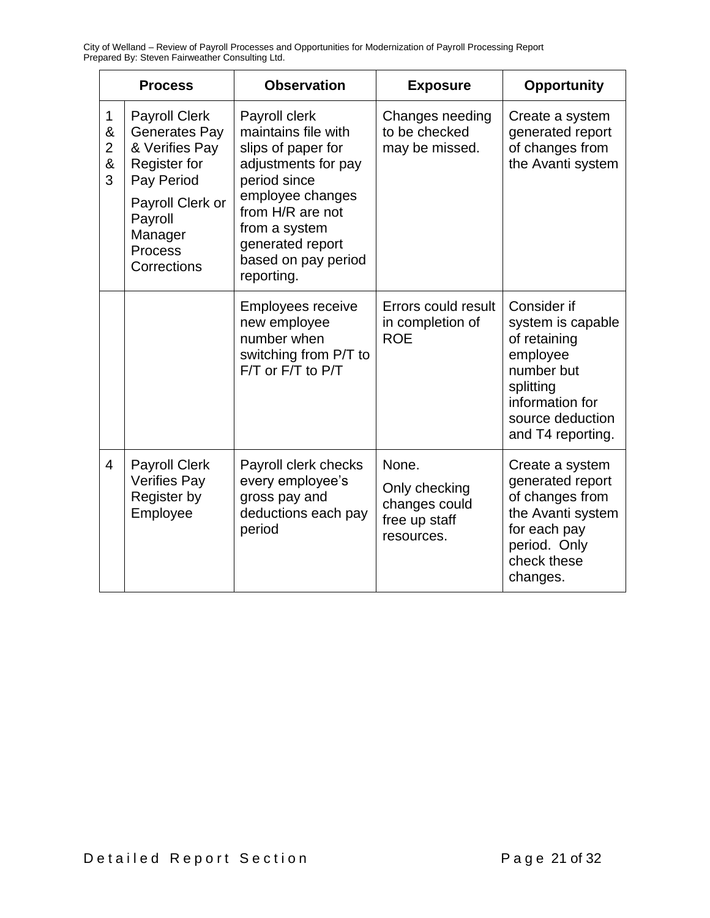| Process | | Observation | Exposure | Opportunity |
|---|---|---|---|---|
| 1 & 2 & 3 | Payroll Clerk Generates Pay & Verifies Pay Register for Pay Period<br><br>Payroll Clerk or Payroll Manager Process Corrections | Payroll clerk maintains file with slips of paper for adjustments for pay period since employee changes from H/R are not from a system generated report based on pay period reporting. | Changes needing to be checked may be missed. | Create a system generated report of changes from the Avanti system |
| | | Employees receive new employee number when switching from P/T to F/T or F/T to P/T | Errors could result in completion of ROE | Consider if system is capable of retaining employee number but splitting information for source deduction and T4 reporting. |
| 4 | Payroll Clerk Verifies Pay Register by Employee | Payroll clerk checks every employee's gross pay and deductions each pay period | None.<br><br>Only checking changes could free up staff resources. | Create a system generated report of changes from the Avanti system for each pay period. Only check these changes. |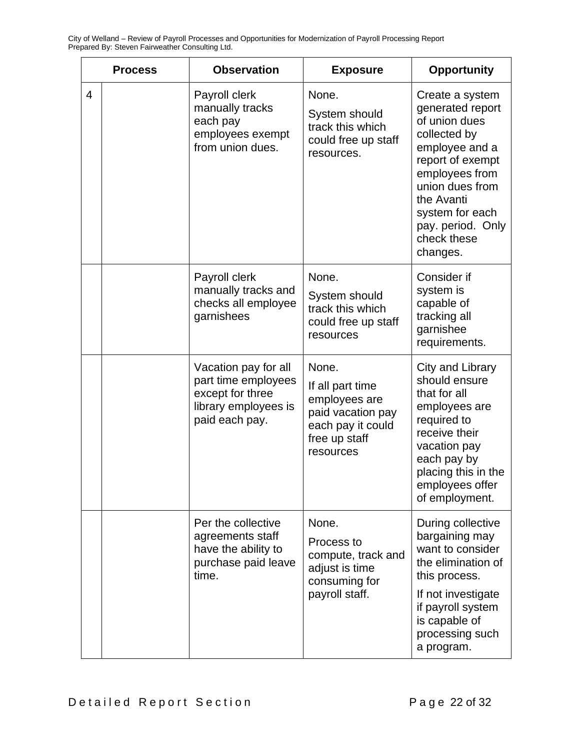| Process | | Observation | Exposure | Opportunity |
|---|---|---|---|---|
| 4 | | Payroll clerk manually tracks each pay employees exempt from union dues. | None.<br>System should track this which could free up staff resources. | Create a system generated report of union dues collected by employee and a report of exempt employees from union dues from the Avanti system for each pay. period. Only check these changes. |
| | | Payroll clerk manually tracks and checks all employee garnishees | None.<br>System should track this which could free up staff resources | Consider if system is capable of tracking all garnishee requirements. |
| | | Vacation pay for all part time employees except for three library employees is paid each pay. | None.<br>If all part time employees are paid vacation pay each pay it could free up staff resources | City and Library should ensure that for all employees are required to receive their vacation pay each pay by placing this in the employees offer of employment. |
| | | Per the collective agreements staff have the ability to purchase paid leave time. | None.<br>Process to compute, track and adjust is time consuming for payroll staff. | During collective bargaining may want to consider the elimination of this process.<br>If not investigate if payroll system is capable of processing such a program. |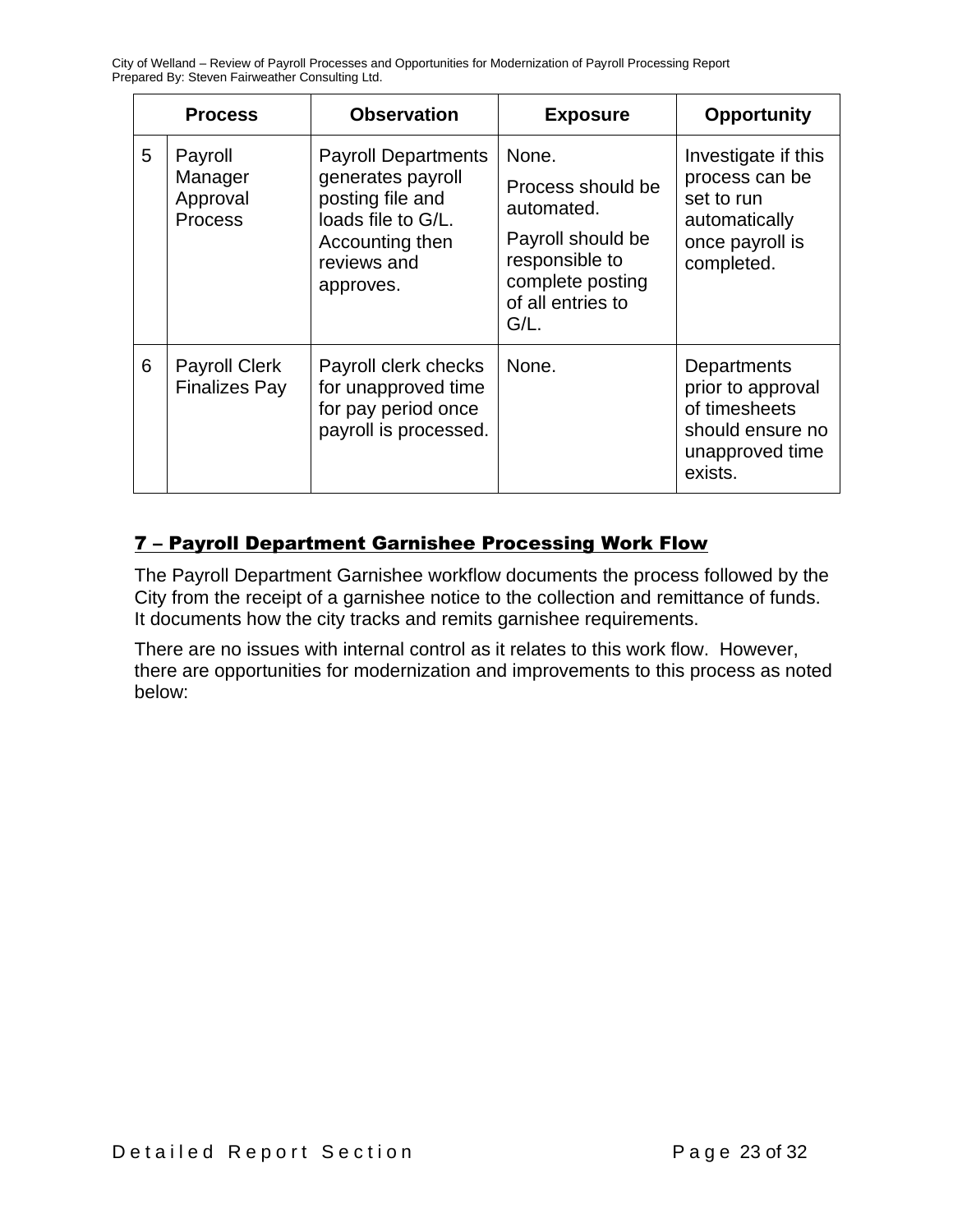| | Process | Observation | Exposure | Opportunity |
|---|---|---|---|---|
| 5 | Payroll Manager Approval Process | Payroll Departments generates payroll posting file and loads file to G/L. Accounting then reviews and approves. | None.<br><br>Process should be automated.<br><br>Payroll should be responsible to complete posting of all entries to G/L. | Investigate if this process can be set to run automatically once payroll is completed. |
| 6 | Payroll Clerk Finalizes Pay | Payroll clerk checks for unapproved time for pay period once payroll is processed. | None. | Departments prior to approval of timesheets should ensure no unapproved time exists. |

## 7 – Payroll Department Garnishee Processing Work Flow

The Payroll Department Garnishee workflow documents the process followed by the City from the receipt of a garnishee notice to the collection and remittance of funds. It documents how the city tracks and remits garnishee requirements.

There are no issues with internal control as it relates to this work flow. However, there are opportunities for modernization and improvements to this process as noted below: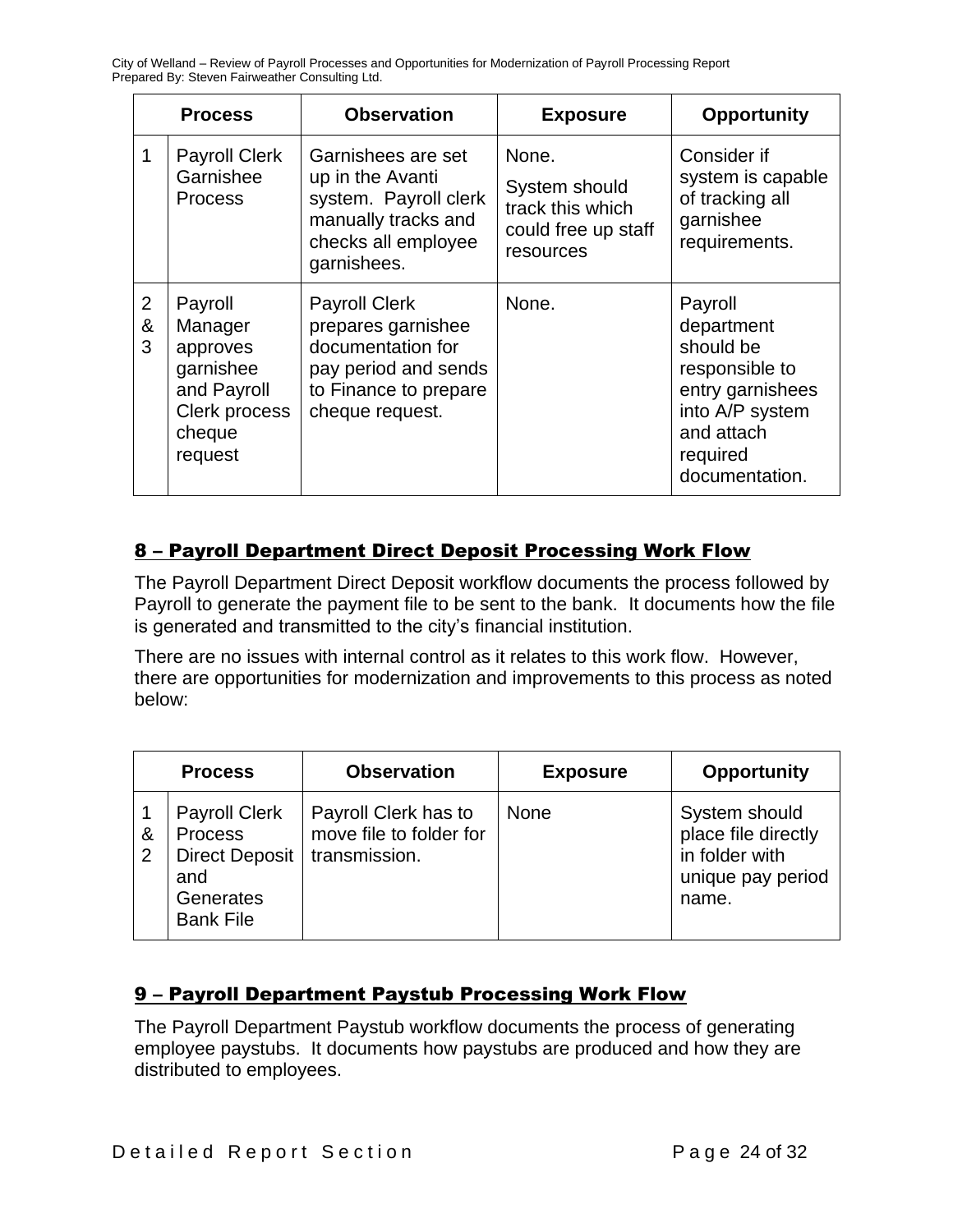| Process | | Observation | Exposure | Opportunity |
|---|---|---|---|---|
| 1 | Payroll Clerk Garnishee Process | Garnishees are set up in the Avanti system. Payroll clerk manually tracks and checks all employee garnishees. | None. System should track this which could free up staff resources | Consider if system is capable of tracking all garnishee requirements. |
| 2 & 3 | Payroll Manager approves garnishee and Payroll Clerk process cheque request | Payroll Clerk prepares garnishee documentation for pay period and sends to Finance to prepare cheque request. | None. | Payroll department should be responsible to entry garnishees into A/P system and attach required documentation. |

## 8 – Payroll Department Direct Deposit Processing Work Flow

The Payroll Department Direct Deposit workflow documents the process followed by Payroll to generate the payment file to be sent to the bank. It documents how the file is generated and transmitted to the city's financial institution.

There are no issues with internal control as it relates to this work flow. However, there are opportunities for modernization and improvements to this process as noted below:

| Process | | Observation | Exposure | Opportunity |
|---|---|---|---|---|
| 1 & 2 | Payroll Clerk Process Direct Deposit and Generates Bank File | Payroll Clerk has to move file to folder for transmission. | None | System should place file directly in folder with unique pay period name. |

## 9 – Payroll Department Paystub Processing Work Flow

The Payroll Department Paystub workflow documents the process of generating employee paystubs. It documents how paystubs are produced and how they are distributed to employees.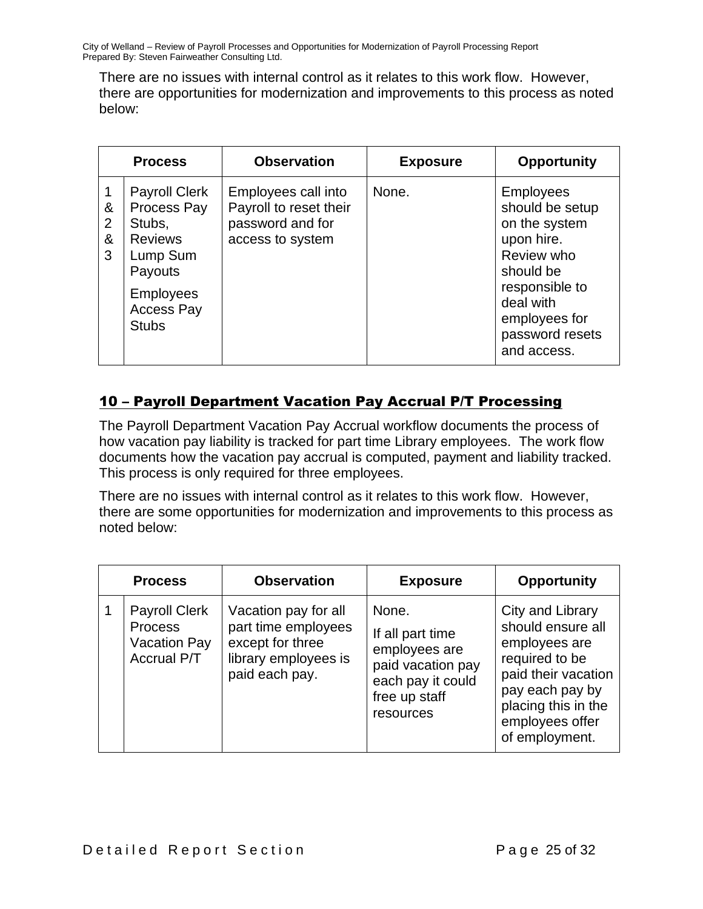There are no issues with internal control as it relates to this work flow. However, there are opportunities for modernization and improvements to this process as noted below:

| Process | | Observation | Exposure | Opportunity |
|---|---|---|---|---|
| 1 & 2 & 3 | Payroll Clerk Process Pay Stubs, Reviews Lump Sum Payouts<br><br>Employees Access Pay Stubs | Employees call into Payroll to reset their password and for access to system | None. | Employees should be setup on the system upon hire. Review who should be responsible to deal with employees for password resets and access. |

## 10 – Payroll Department Vacation Pay Accrual P/T Processing

The Payroll Department Vacation Pay Accrual workflow documents the process of how vacation pay liability is tracked for part time Library employees. The work flow documents how the vacation pay accrual is computed, payment and liability tracked. This process is only required for three employees.

There are no issues with internal control as it relates to this work flow. However, there are some opportunities for modernization and improvements to this process as noted below:

| Process | | Observation | Exposure | Opportunity |
|---|---|---|---|---|
| 1 | Payroll Clerk Process Vacation Pay Accrual P/T | Vacation pay for all part time employees except for three library employees is paid each pay. | None.<br><br>If all part time employees are paid vacation pay each pay it could free up staff resources | City and Library should ensure all employees are required to be paid their vacation pay each pay by placing this in the employees offer of employment. |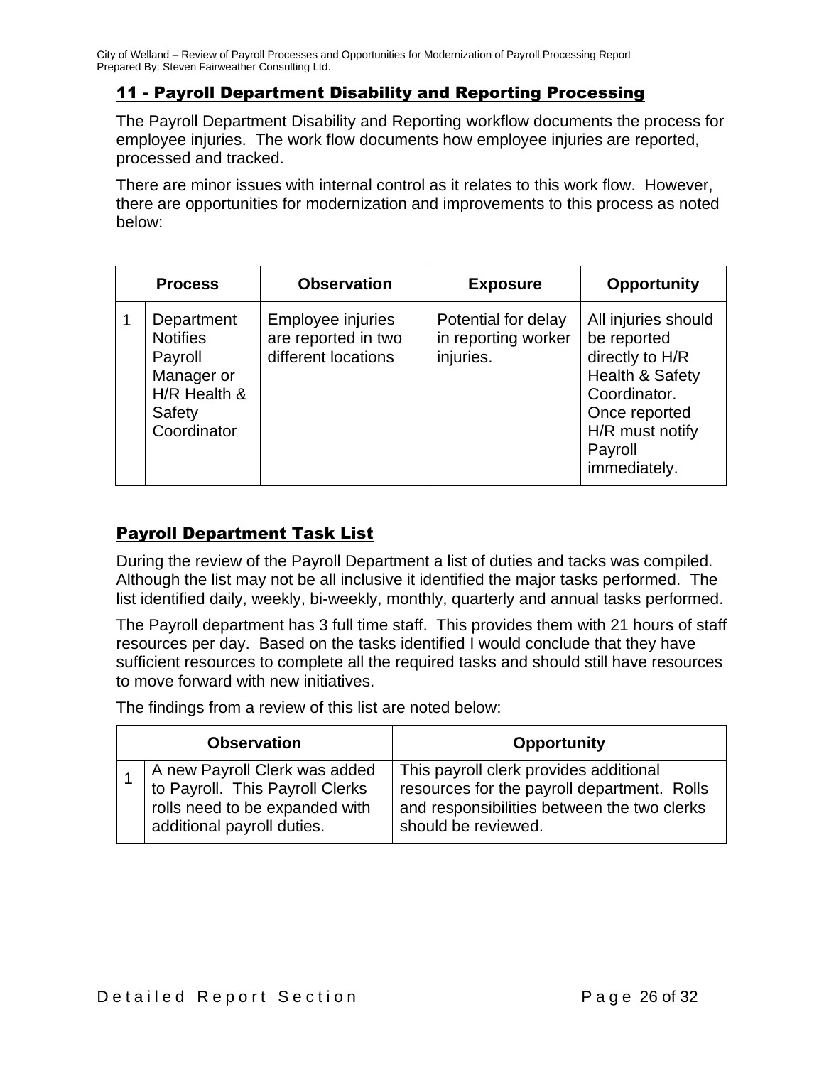## 11 - Payroll Department Disability and Reporting Processing

The Payroll Department Disability and Reporting workflow documents the process for employee injuries. The work flow documents how employee injuries are reported, processed and tracked.

There are minor issues with internal control as it relates to this work flow. However, there are opportunities for modernization and improvements to this process as noted below:

| | Process | Observation | Exposure | Opportunity |
|---|---|---|---|---|
| 1 | Department Notifies Payroll Manager or H/R Health & Safety Coordinator | Employee injuries are reported in two different locations | Potential for delay in reporting worker injuries. | All injuries should be reported directly to H/R Health & Safety Coordinator. Once reported H/R must notify Payroll immediately. |

## Payroll Department Task List

During the review of the Payroll Department a list of duties and tacks was compiled. Although the list may not be all inclusive it identified the major tasks performed. The list identified daily, weekly, bi-weekly, monthly, quarterly and annual tasks performed.

The Payroll department has 3 full time staff. This provides them with 21 hours of staff resources per day. Based on the tasks identified I would conclude that they have sufficient resources to complete all the required tasks and should still have resources to move forward with new initiatives.

The findings from a review of this list are noted below:

| | Observation | Opportunity |
|---|---|---|
| 1 | A new Payroll Clerk was added to Payroll. This Payroll Clerks rolls need to be expanded with additional payroll duties. | This payroll clerk provides additional resources for the payroll department. Rolls and responsibilities between the two clerks should be reviewed. |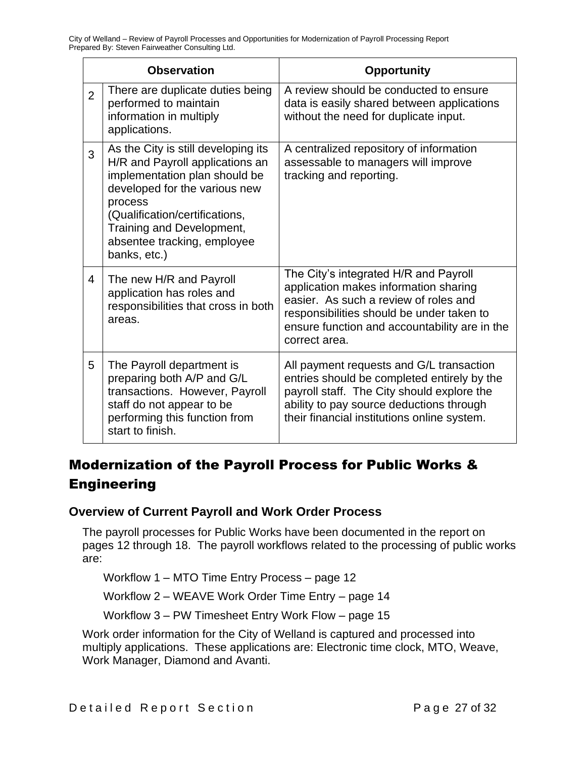| | Observation | Opportunity |
|---|---|---|
| 2 | There are duplicate duties being performed to maintain information in multiply applications. | A review should be conducted to ensure data is easily shared between applications without the need for duplicate input. |
| 3 | As the City is still developing its H/R and Payroll applications an implementation plan should be developed for the various new process (Qualification/certifications, Training and Development, absentee tracking, employee banks, etc.) | A centralized repository of information assessable to managers will improve tracking and reporting. |
| 4 | The new H/R and Payroll application has roles and responsibilities that cross in both areas. | The City's integrated H/R and Payroll application makes information sharing easier. As such a review of roles and responsibilities should be under taken to ensure function and accountability are in the correct area. |
| 5 | The Payroll department is preparing both A/P and G/L transactions. However, Payroll staff do not appear to be performing this function from start to finish. | All payment requests and G/L transaction entries should be completed entirely by the payroll staff. The City should explore the ability to pay source deductions through their financial institutions online system. |

## Modernization of the Payroll Process for Public Works & Engineering

### Overview of Current Payroll and Work Order Process

The payroll processes for Public Works have been documented in the report on pages 12 through 18. The payroll workflows related to the processing of public works are:

Workflow 1 – MTO Time Entry Process – page 12

Workflow 2 – WEAVE Work Order Time Entry – page 14

Workflow 3 – PW Timesheet Entry Work Flow – page 15

Work order information for the City of Welland is captured and processed into multiply applications. These applications are: Electronic time clock, MTO, Weave, Work Manager, Diamond and Avanti.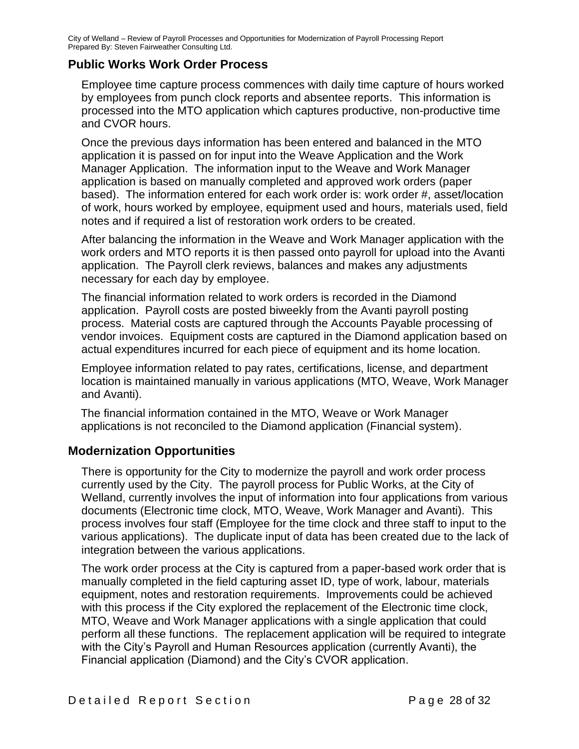## Public Works Work Order Process

Employee time capture process commences with daily time capture of hours worked by employees from punch clock reports and absentee reports. This information is processed into the MTO application which captures productive, non-productive time and CVOR hours.

Once the previous days information has been entered and balanced in the MTO application it is passed on for input into the Weave Application and the Work Manager Application. The information input to the Weave and Work Manager application is based on manually completed and approved work orders (paper based). The information entered for each work order is: work order #, asset/location of work, hours worked by employee, equipment used and hours, materials used, field notes and if required a list of restoration work orders to be created.

After balancing the information in the Weave and Work Manager application with the work orders and MTO reports it is then passed onto payroll for upload into the Avanti application. The Payroll clerk reviews, balances and makes any adjustments necessary for each day by employee.

The financial information related to work orders is recorded in the Diamond application. Payroll costs are posted biweekly from the Avanti payroll posting process. Material costs are captured through the Accounts Payable processing of vendor invoices. Equipment costs are captured in the Diamond application based on actual expenditures incurred for each piece of equipment and its home location.

Employee information related to pay rates, certifications, license, and department location is maintained manually in various applications (MTO, Weave, Work Manager and Avanti).

The financial information contained in the MTO, Weave or Work Manager applications is not reconciled to the Diamond application (Financial system).

## Modernization Opportunities

There is opportunity for the City to modernize the payroll and work order process currently used by the City. The payroll process for Public Works, at the City of Welland, currently involves the input of information into four applications from various documents (Electronic time clock, MTO, Weave, Work Manager and Avanti). This process involves four staff (Employee for the time clock and three staff to input to the various applications). The duplicate input of data has been created due to the lack of integration between the various applications.

The work order process at the City is captured from a paper-based work order that is manually completed in the field capturing asset ID, type of work, labour, materials equipment, notes and restoration requirements. Improvements could be achieved with this process if the City explored the replacement of the Electronic time clock, MTO, Weave and Work Manager applications with a single application that could perform all these functions. The replacement application will be required to integrate with the City's Payroll and Human Resources application (currently Avanti), the Financial application (Diamond) and the City's CVOR application.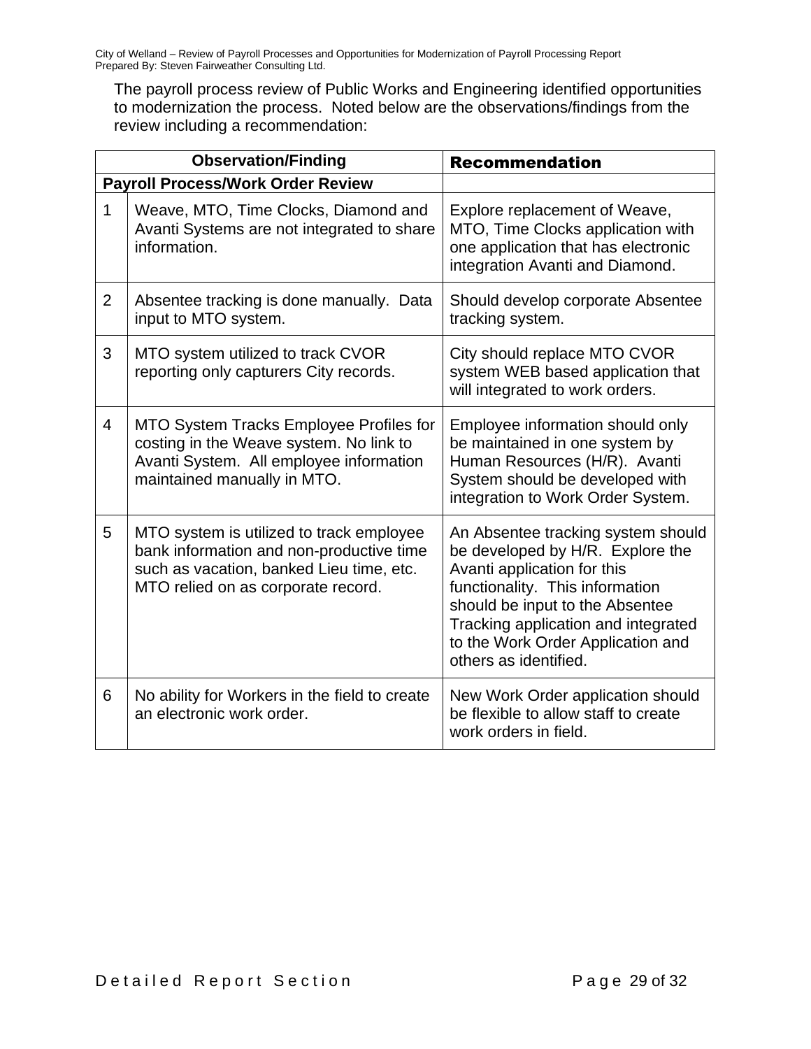The payroll process review of Public Works and Engineering identified opportunities to modernization the process. Noted below are the observations/findings from the review including a recommendation:

| | Observation/Finding | Recommendation |
|---|---|---|
| **Payroll Process/Work Order Review** | | |
| 1 | Weave, MTO, Time Clocks, Diamond and Avanti Systems are not integrated to share information. | Explore replacement of Weave, MTO, Time Clocks application with one application that has electronic integration Avanti and Diamond. |
| 2 | Absentee tracking is done manually. Data input to MTO system. | Should develop corporate Absentee tracking system. |
| 3 | MTO system utilized to track CVOR reporting only capturers City records. | City should replace MTO CVOR system WEB based application that will integrated to work orders. |
| 4 | MTO System Tracks Employee Profiles for costing in the Weave system. No link to Avanti System. All employee information maintained manually in MTO. | Employee information should only be maintained in one system by Human Resources (H/R). Avanti System should be developed with integration to Work Order System. |
| 5 | MTO system is utilized to track employee bank information and non-productive time such as vacation, banked Lieu time, etc. MTO relied on as corporate record. | An Absentee tracking system should be developed by H/R. Explore the Avanti application for this functionality. This information should be input to the Absentee Tracking application and integrated to the Work Order Application and others as identified. |
| 6 | No ability for Workers in the field to create an electronic work order. | New Work Order application should be flexible to allow staff to create work orders in field. |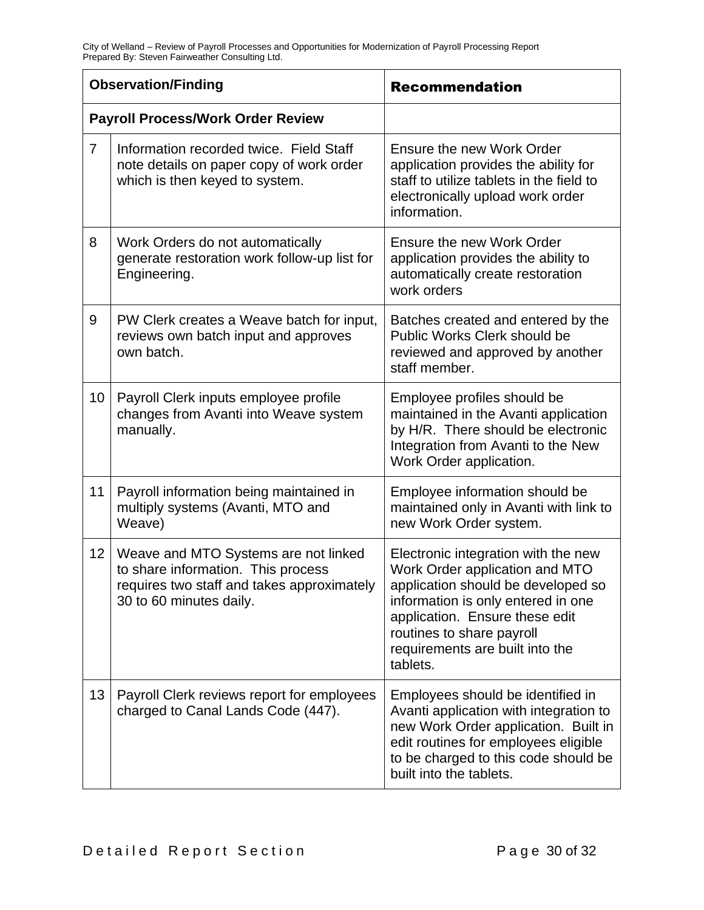| Observation/Finding | | Recommendation |
| --- | --- | --- |
| **Payroll Process/Work Order Review** | | |
| 7 | Information recorded twice. Field Staff note details on paper copy of work order which is then keyed to system. | Ensure the new Work Order application provides the ability for staff to utilize tablets in the field to electronically upload work order information. |
| 8 | Work Orders do not automatically generate restoration work follow-up list for Engineering. | Ensure the new Work Order application provides the ability to automatically create restoration work orders |
| 9 | PW Clerk creates a Weave batch for input, reviews own batch input and approves own batch. | Batches created and entered by the Public Works Clerk should be reviewed and approved by another staff member. |
| 10 | Payroll Clerk inputs employee profile changes from Avanti into Weave system manually. | Employee profiles should be maintained in the Avanti application by H/R. There should be electronic Integration from Avanti to the New Work Order application. |
| 11 | Payroll information being maintained in multiply systems (Avanti, MTO and Weave) | Employee information should be maintained only in Avanti with link to new Work Order system. |
| 12 | Weave and MTO Systems are not linked to share information. This process requires two staff and takes approximately 30 to 60 minutes daily. | Electronic integration with the new Work Order application and MTO application should be developed so information is only entered in one application. Ensure these edit routines to share payroll requirements are built into the tablets. |
| 13 | Payroll Clerk reviews report for employees charged to Canal Lands Code (447). | Employees should be identified in Avanti application with integration to new Work Order application. Built in edit routines for employees eligible to be charged to this code should be built into the tablets. |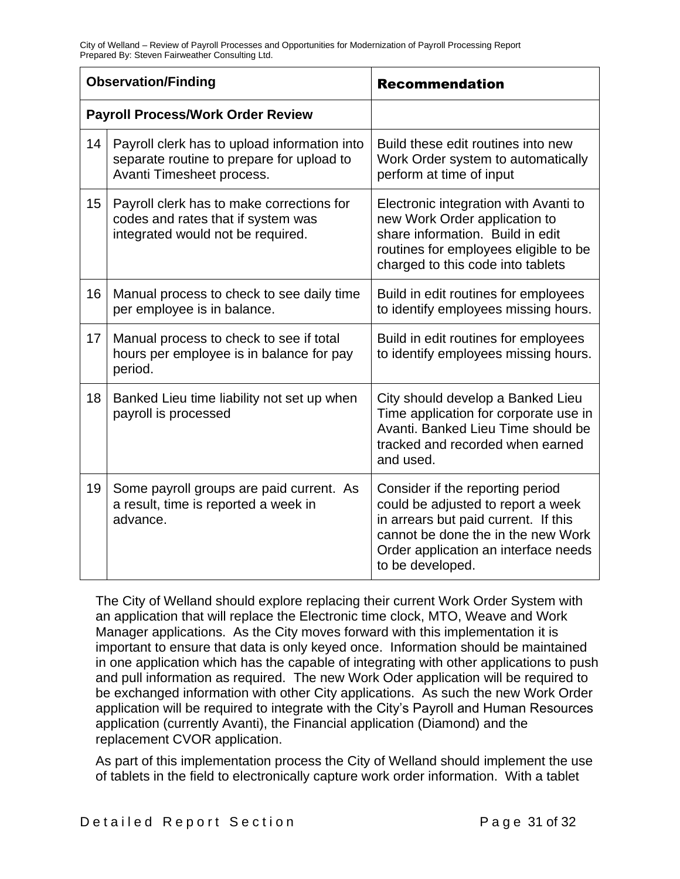| Observation/Finding | | Recommendation |
|---|---|---|
| **Payroll Process/Work Order Review** | | |
| 14 | Payroll clerk has to upload information into separate routine to prepare for upload to Avanti Timesheet process. | Build these edit routines into new Work Order system to automatically perform at time of input |
| 15 | Payroll clerk has to make corrections for codes and rates that if system was integrated would not be required. | Electronic integration with Avanti to new Work Order application to share information. Build in edit routines for employees eligible to be charged to this code into tablets |
| 16 | Manual process to check to see daily time per employee is in balance. | Build in edit routines for employees to identify employees missing hours. |
| 17 | Manual process to check to see if total hours per employee is in balance for pay period. | Build in edit routines for employees to identify employees missing hours. |
| 18 | Banked Lieu time liability not set up when payroll is processed | City should develop a Banked Lieu Time application for corporate use in Avanti. Banked Lieu Time should be tracked and recorded when earned and used. |
| 19 | Some payroll groups are paid current. As a result, time is reported a week in advance. | Consider if the reporting period could be adjusted to report a week in arrears but paid current. If this cannot be done the in the new Work Order application an interface needs to be developed. |

The City of Welland should explore replacing their current Work Order System with an application that will replace the Electronic time clock, MTO, Weave and Work Manager applications. As the City moves forward with this implementation it is important to ensure that data is only keyed once. Information should be maintained in one application which has the capable of integrating with other applications to push and pull information as required. The new Work Oder application will be required to be exchanged information with other City applications. As such the new Work Order application will be required to integrate with the City's Payroll and Human Resources application (currently Avanti), the Financial application (Diamond) and the replacement CVOR application.

As part of this implementation process the City of Welland should implement the use of tablets in the field to electronically capture work order information. With a tablet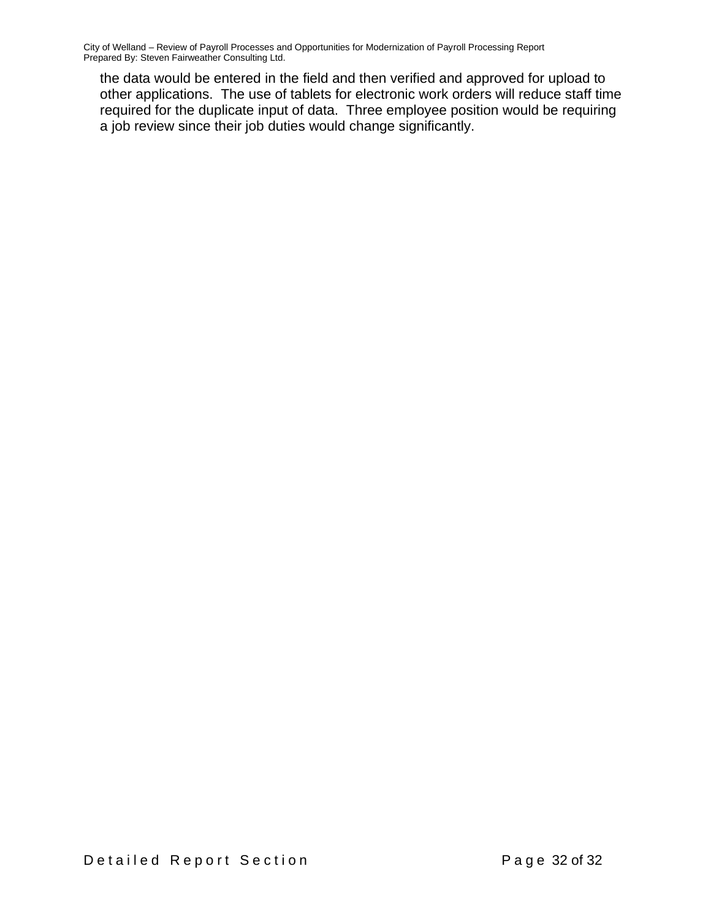the data would be entered in the field and then verified and approved for upload to other applications. The use of tablets for electronic work orders will reduce staff time required for the duplicate input of data. Three employee position would be requiring a job review since their job duties would change significantly.